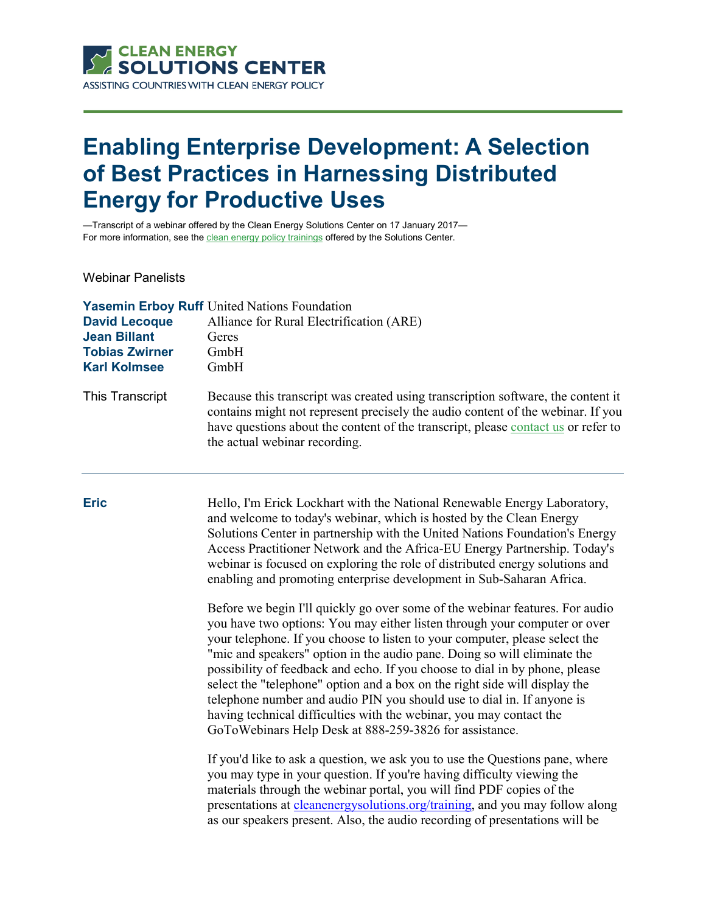CLEAN ENERGY SOLUTIONS CENTER
ASSISTING COUNTRIES WITH CLEAN ENERGY POLICY

# Enabling Enterprise Development: A Selection of Best Practices in Harnessing Distributed Energy for Productive Uses

—Transcript of a webinar offered by the Clean Energy Solutions Center on 17 January 2017—
For more information, see the clean energy policy trainings offered by the Solutions Center.

Webinar Panelists

| | |
|---|---|
| **Yasemin Erboy Ruff** | United Nations Foundation |
| **David Lecoque** | Alliance for Rural Electrification (ARE) |
| **Jean Billant** | Geres |
| **Tobias Zwirner** | GmbH |
| **Karl Kolmsee** | GmbH |

This Transcript

Because this transcript was created using transcription software, the content it contains might not represent precisely the audio content of the webinar. If you have questions about the content of the transcript, please contact us or refer to the actual webinar recording.

---

**Eric**

Hello, I'm Erick Lockhart with the National Renewable Energy Laboratory, and welcome to today's webinar, which is hosted by the Clean Energy Solutions Center in partnership with the United Nations Foundation's Energy Access Practitioner Network and the Africa-EU Energy Partnership. Today's webinar is focused on exploring the role of distributed energy solutions and enabling and promoting enterprise development in Sub-Saharan Africa.

Before we begin I'll quickly go over some of the webinar features. For audio you have two options: You may either listen through your computer or over your telephone. If you choose to listen to your computer, please select the "mic and speakers" option in the audio pane. Doing so will eliminate the possibility of feedback and echo. If you choose to dial in by phone, please select the "telephone" option and a box on the right side will display the telephone number and audio PIN you should use to dial in. If anyone is having technical difficulties with the webinar, you may contact the GoToWebinars Help Desk at 888-259-3826 for assistance.

If you'd like to ask a question, we ask you to use the Questions pane, where you may type in your question. If you're having difficulty viewing the materials through the webinar portal, you will find PDF copies of the presentations at cleanenergysolutions.org/training, and you may follow along as our speakers present. Also, the audio recording of presentations will be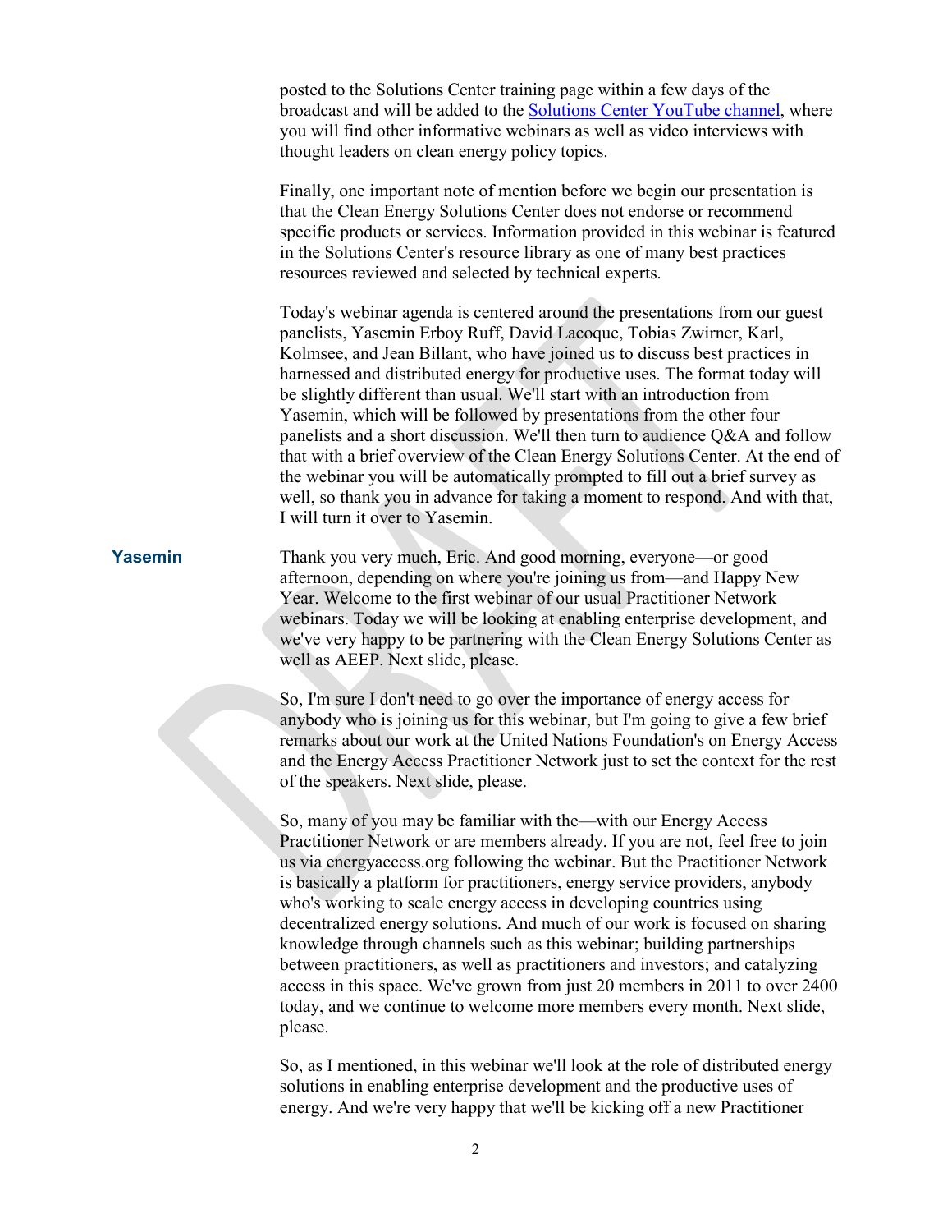posted to the Solutions Center training page within a few days of the broadcast and will be added to the Solutions Center YouTube channel, where you will find other informative webinars as well as video interviews with thought leaders on clean energy policy topics.

Finally, one important note of mention before we begin our presentation is that the Clean Energy Solutions Center does not endorse or recommend specific products or services. Information provided in this webinar is featured in the Solutions Center's resource library as one of many best practices resources reviewed and selected by technical experts.

Today's webinar agenda is centered around the presentations from our guest panelists, Yasemin Erboy Ruff, David Lacoque, Tobias Zwirner, Karl, Kolmsee, and Jean Billant, who have joined us to discuss best practices in harnessed and distributed energy for productive uses. The format today will be slightly different than usual. We'll start with an introduction from Yasemin, which will be followed by presentations from the other four panelists and a short discussion. We'll then turn to audience Q&A and follow that with a brief overview of the Clean Energy Solutions Center. At the end of the webinar you will be automatically prompted to fill out a brief survey as well, so thank you in advance for taking a moment to respond. And with that, I will turn it over to Yasemin.

**Yasemin**

Thank you very much, Eric. And good morning, everyone—or good afternoon, depending on where you're joining us from—and Happy New Year. Welcome to the first webinar of our usual Practitioner Network webinars. Today we will be looking at enabling enterprise development, and we've very happy to be partnering with the Clean Energy Solutions Center as well as AEEP. Next slide, please.

So, I'm sure I don't need to go over the importance of energy access for anybody who is joining us for this webinar, but I'm going to give a few brief remarks about our work at the United Nations Foundation's on Energy Access and the Energy Access Practitioner Network just to set the context for the rest of the speakers. Next slide, please.

So, many of you may be familiar with the—with our Energy Access Practitioner Network or are members already. If you are not, feel free to join us via energyaccess.org following the webinar. But the Practitioner Network is basically a platform for practitioners, energy service providers, anybody who's working to scale energy access in developing countries using decentralized energy solutions. And much of our work is focused on sharing knowledge through channels such as this webinar; building partnerships between practitioners, as well as practitioners and investors; and catalyzing access in this space. We've grown from just 20 members in 2011 to over 2400 today, and we continue to welcome more members every month. Next slide, please.

So, as I mentioned, in this webinar we'll look at the role of distributed energy solutions in enabling enterprise development and the productive uses of energy. And we're very happy that we'll be kicking off a new Practitioner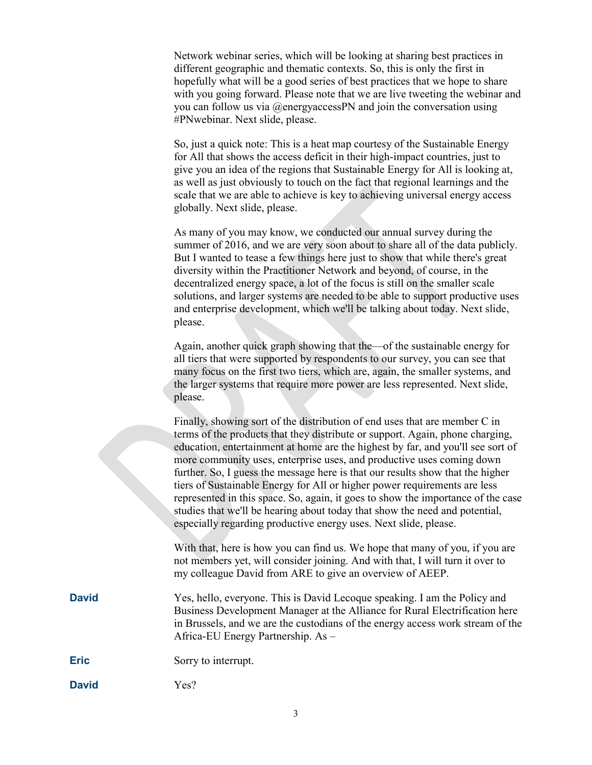Network webinar series, which will be looking at sharing best practices in different geographic and thematic contexts. So, this is only the first in hopefully what will be a good series of best practices that we hope to share with you going forward. Please note that we are live tweeting the webinar and you can follow us via @energyaccessPN and join the conversation using #PNwebinar. Next slide, please.

So, just a quick note: This is a heat map courtesy of the Sustainable Energy for All that shows the access deficit in their high-impact countries, just to give you an idea of the regions that Sustainable Energy for All is looking at, as well as just obviously to touch on the fact that regional learnings and the scale that we are able to achieve is key to achieving universal energy access globally. Next slide, please.

As many of you may know, we conducted our annual survey during the summer of 2016, and we are very soon about to share all of the data publicly. But I wanted to tease a few things here just to show that while there's great diversity within the Practitioner Network and beyond, of course, in the decentralized energy space, a lot of the focus is still on the smaller scale solutions, and larger systems are needed to be able to support productive uses and enterprise development, which we'll be talking about today. Next slide, please.

Again, another quick graph showing that the—of the sustainable energy for all tiers that were supported by respondents to our survey, you can see that many focus on the first two tiers, which are, again, the smaller systems, and the larger systems that require more power are less represented. Next slide, please.

Finally, showing sort of the distribution of end uses that are member C in terms of the products that they distribute or support. Again, phone charging, education, entertainment at home are the highest by far, and you'll see sort of more community uses, enterprise uses, and productive uses coming down further. So, I guess the message here is that our results show that the higher tiers of Sustainable Energy for All or higher power requirements are less represented in this space. So, again, it goes to show the importance of the case studies that we'll be hearing about today that show the need and potential, especially regarding productive energy uses. Next slide, please.

With that, here is how you can find us. We hope that many of you, if you are not members yet, will consider joining. And with that, I will turn it over to my colleague David from ARE to give an overview of AEEP.

**David** Yes, hello, everyone. This is David Lecoque speaking. I am the Policy and Business Development Manager at the Alliance for Rural Electrification here in Brussels, and we are the custodians of the energy access work stream of the Africa-EU Energy Partnership. As –

**Eric** Sorry to interrupt.

**David** Yes?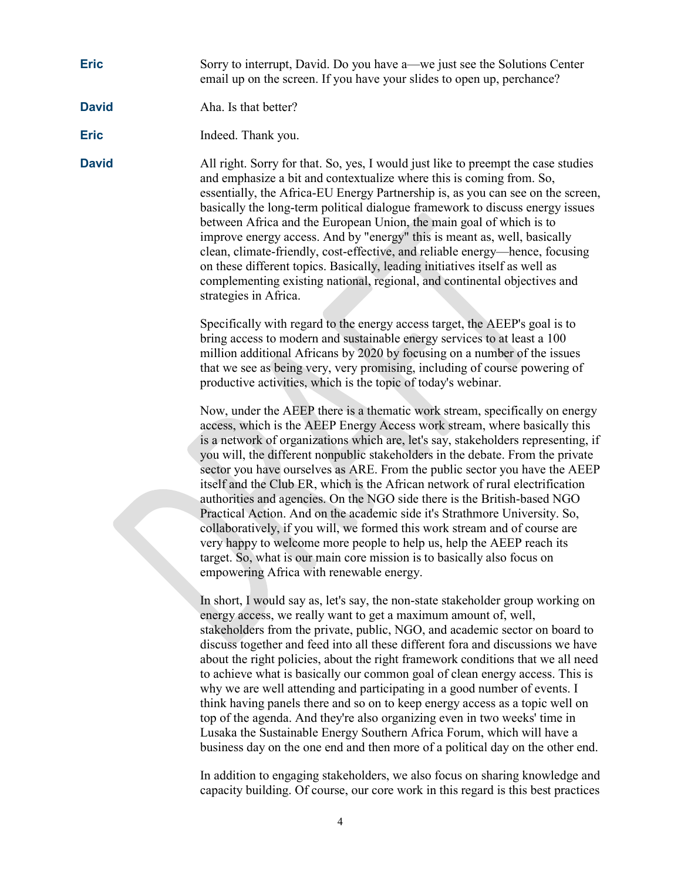**Eric** Sorry to interrupt, David. Do you have a—we just see the Solutions Center email up on the screen. If you have your slides to open up, perchance?

**David** Aha. Is that better?

**Eric** Indeed. Thank you.

**David** All right. Sorry for that. So, yes, I would just like to preempt the case studies and emphasize a bit and contextualize where this is coming from. So, essentially, the Africa-EU Energy Partnership is, as you can see on the screen, basically the long-term political dialogue framework to discuss energy issues between Africa and the European Union, the main goal of which is to improve energy access. And by "energy" this is meant as, well, basically clean, climate-friendly, cost-effective, and reliable energy—hence, focusing on these different topics. Basically, leading initiatives itself as well as complementing existing national, regional, and continental objectives and strategies in Africa.

Specifically with regard to the energy access target, the AEEP's goal is to bring access to modern and sustainable energy services to at least a 100 million additional Africans by 2020 by focusing on a number of the issues that we see as being very, very promising, including of course powering of productive activities, which is the topic of today's webinar.

Now, under the AEEP there is a thematic work stream, specifically on energy access, which is the AEEP Energy Access work stream, where basically this is a network of organizations which are, let's say, stakeholders representing, if you will, the different nonpublic stakeholders in the debate. From the private sector you have ourselves as ARE. From the public sector you have the AEEP itself and the Club ER, which is the African network of rural electrification authorities and agencies. On the NGO side there is the British-based NGO Practical Action. And on the academic side it's Strathmore University. So, collaboratively, if you will, we formed this work stream and of course are very happy to welcome more people to help us, help the AEEP reach its target. So, what is our main core mission is to basically also focus on empowering Africa with renewable energy.

In short, I would say as, let's say, the non-state stakeholder group working on energy access, we really want to get a maximum amount of, well, stakeholders from the private, public, NGO, and academic sector on board to discuss together and feed into all these different fora and discussions we have about the right policies, about the right framework conditions that we all need to achieve what is basically our common goal of clean energy access. This is why we are well attending and participating in a good number of events. I think having panels there and so on to keep energy access as a topic well on top of the agenda. And they're also organizing even in two weeks' time in Lusaka the Sustainable Energy Southern Africa Forum, which will have a business day on the one end and then more of a political day on the other end.

In addition to engaging stakeholders, we also focus on sharing knowledge and capacity building. Of course, our core work in this regard is this best practices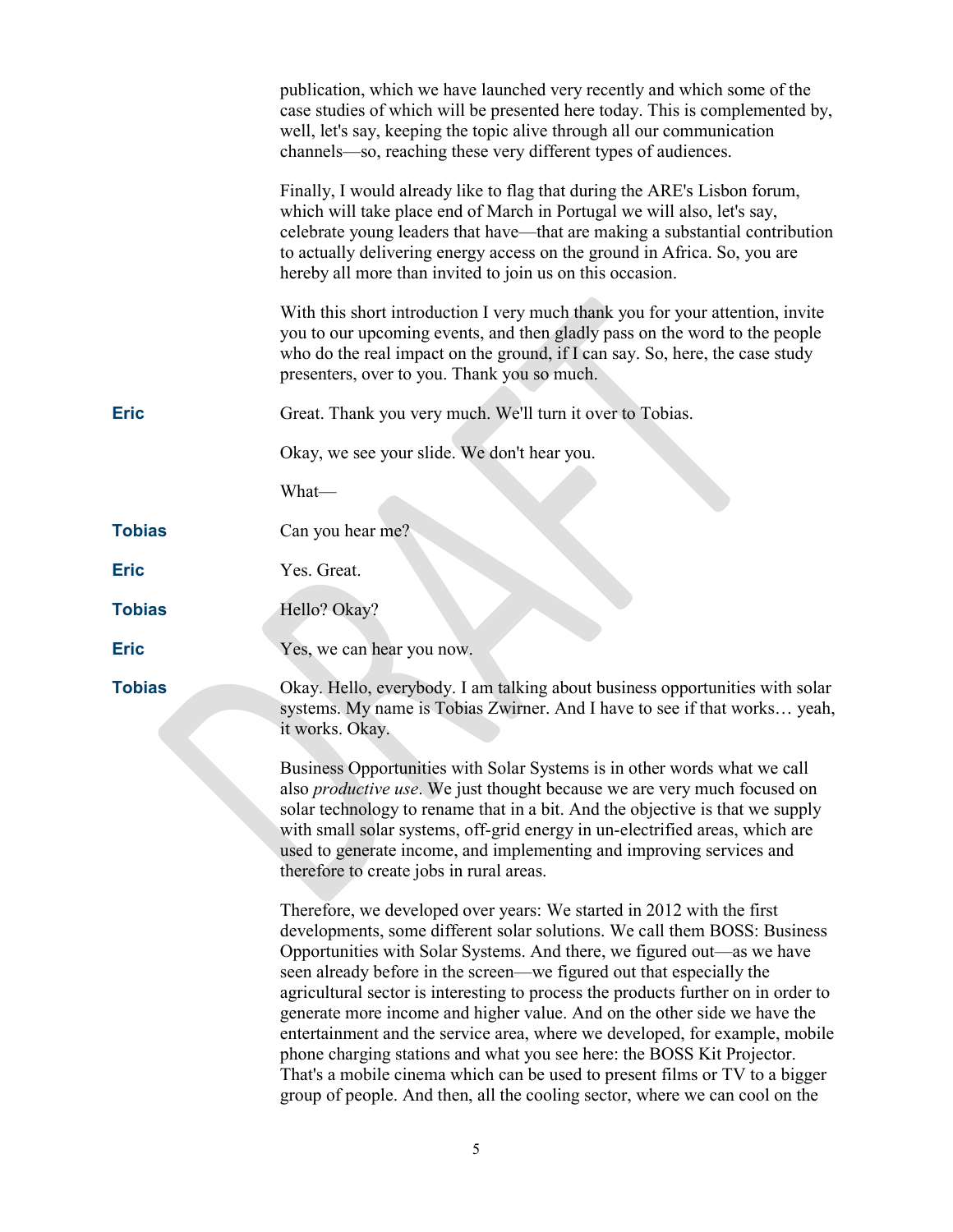publication, which we have launched very recently and which some of the case studies of which will be presented here today. This is complemented by, well, let's say, keeping the topic alive through all our communication channels—so, reaching these very different types of audiences.

Finally, I would already like to flag that during the ARE's Lisbon forum, which will take place end of March in Portugal we will also, let's say, celebrate young leaders that have—that are making a substantial contribution to actually delivering energy access on the ground in Africa. So, you are hereby all more than invited to join us on this occasion.

With this short introduction I very much thank you for your attention, invite you to our upcoming events, and then gladly pass on the word to the people who do the real impact on the ground, if I can say. So, here, the case study presenters, over to you. Thank you so much.

**Eric** Great. Thank you very much. We'll turn it over to Tobias.

Okay, we see your slide. We don't hear you.

What—

**Tobias** Can you hear me?

**Eric** Yes. Great.

**Tobias** Hello? Okay?

**Eric** Yes, we can hear you now.

**Tobias** Okay. Hello, everybody. I am talking about business opportunities with solar systems. My name is Tobias Zwirner. And I have to see if that works… yeah, it works. Okay.

Business Opportunities with Solar Systems is in other words what we call also *productive use*. We just thought because we are very much focused on solar technology to rename that in a bit. And the objective is that we supply with small solar systems, off-grid energy in un-electrified areas, which are used to generate income, and implementing and improving services and therefore to create jobs in rural areas.

Therefore, we developed over years: We started in 2012 with the first developments, some different solar solutions. We call them BOSS: Business Opportunities with Solar Systems. And there, we figured out—as we have seen already before in the screen—we figured out that especially the agricultural sector is interesting to process the products further on in order to generate more income and higher value. And on the other side we have the entertainment and the service area, where we developed, for example, mobile phone charging stations and what you see here: the BOSS Kit Projector. That's a mobile cinema which can be used to present films or TV to a bigger group of people. And then, all the cooling sector, where we can cool on the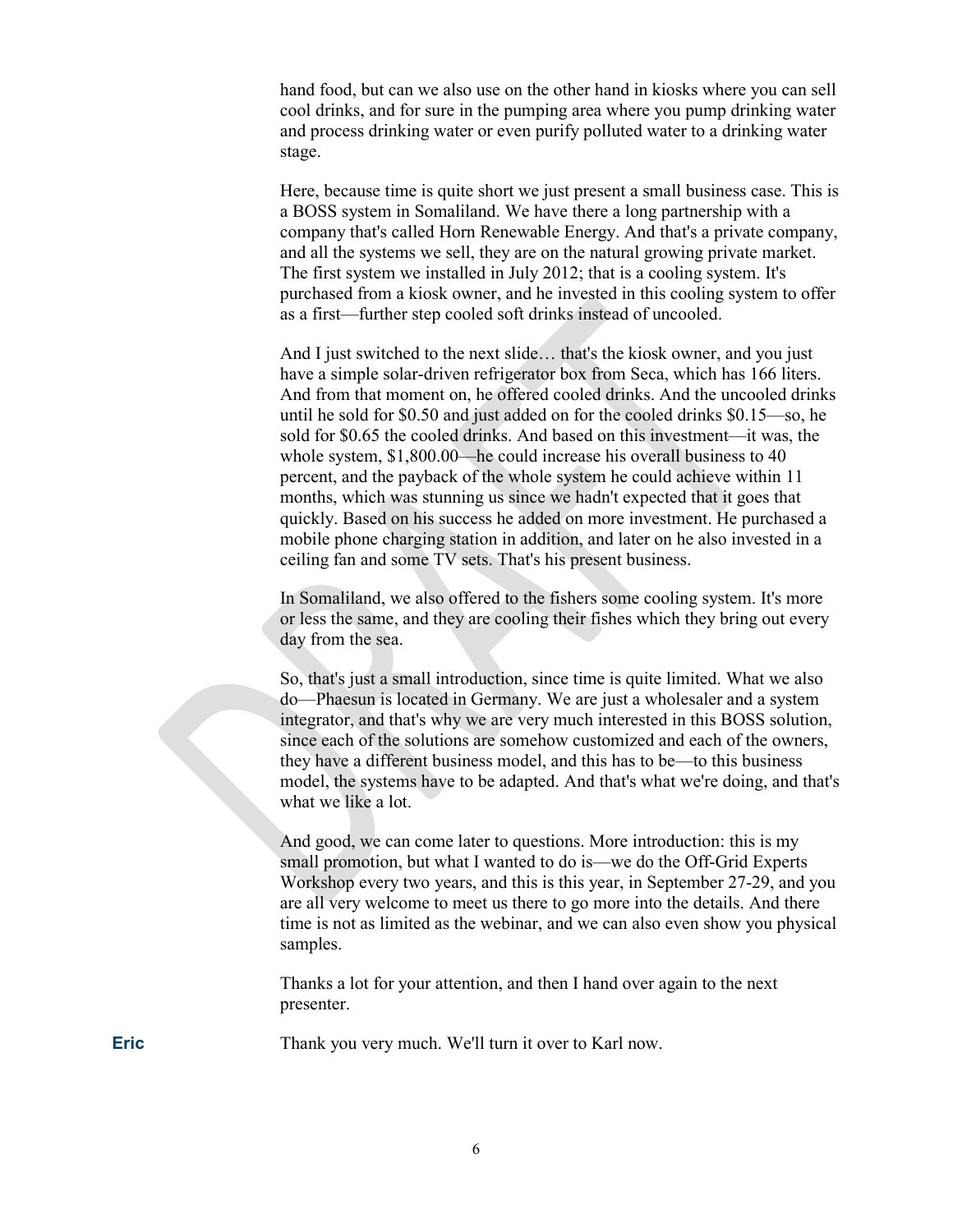hand food, but can we also use on the other hand in kiosks where you can sell cool drinks, and for sure in the pumping area where you pump drinking water and process drinking water or even purify polluted water to a drinking water stage.

Here, because time is quite short we just present a small business case. This is a BOSS system in Somaliland. We have there a long partnership with a company that's called Horn Renewable Energy. And that's a private company, and all the systems we sell, they are on the natural growing private market. The first system we installed in July 2012; that is a cooling system. It's purchased from a kiosk owner, and he invested in this cooling system to offer as a first—further step cooled soft drinks instead of uncooled.

And I just switched to the next slide… that's the kiosk owner, and you just have a simple solar-driven refrigerator box from Seca, which has 166 liters. And from that moment on, he offered cooled drinks. And the uncooled drinks until he sold for $0.50 and just added on for the cooled drinks $0.15—so, he sold for $0.65 the cooled drinks. And based on this investment—it was, the whole system, $1,800.00—he could increase his overall business to 40 percent, and the payback of the whole system he could achieve within 11 months, which was stunning us since we hadn't expected that it goes that quickly. Based on his success he added on more investment. He purchased a mobile phone charging station in addition, and later on he also invested in a ceiling fan and some TV sets. That's his present business.

In Somaliland, we also offered to the fishers some cooling system. It's more or less the same, and they are cooling their fishes which they bring out every day from the sea.

So, that's just a small introduction, since time is quite limited. What we also do—Phaesun is located in Germany. We are just a wholesaler and a system integrator, and that's why we are very much interested in this BOSS solution, since each of the solutions are somehow customized and each of the owners, they have a different business model, and this has to be—to this business model, the systems have to be adapted. And that's what we're doing, and that's what we like a lot.

And good, we can come later to questions. More introduction: this is my small promotion, but what I wanted to do is—we do the Off-Grid Experts Workshop every two years, and this is this year, in September 27-29, and you are all very welcome to meet us there to go more into the details. And there time is not as limited as the webinar, and we can also even show you physical samples.

Thanks a lot for your attention, and then I hand over again to the next presenter.

**Eric** Thank you very much. We'll turn it over to Karl now.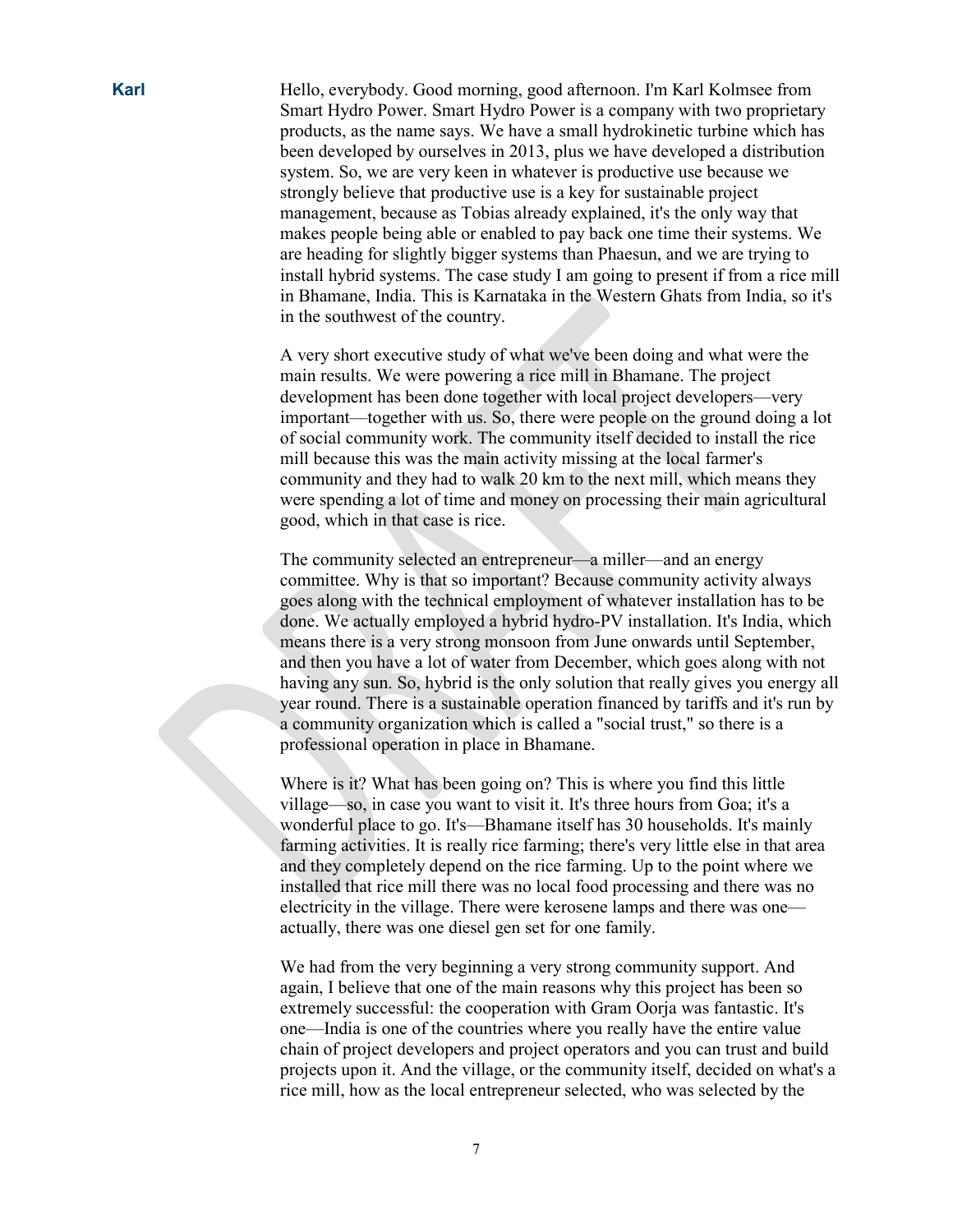**Karl** Hello, everybody. Good morning, good afternoon. I'm Karl Kolmsee from Smart Hydro Power. Smart Hydro Power is a company with two proprietary products, as the name says. We have a small hydrokinetic turbine which has been developed by ourselves in 2013, plus we have developed a distribution system. So, we are very keen in whatever is productive use because we strongly believe that productive use is a key for sustainable project management, because as Tobias already explained, it's the only way that makes people being able or enabled to pay back one time their systems. We are heading for slightly bigger systems than Phaesun, and we are trying to install hybrid systems. The case study I am going to present if from a rice mill in Bhamane, India. This is Karnataka in the Western Ghats from India, so it's in the southwest of the country.

A very short executive study of what we've been doing and what were the main results. We were powering a rice mill in Bhamane. The project development has been done together with local project developers—very important—together with us. So, there were people on the ground doing a lot of social community work. The community itself decided to install the rice mill because this was the main activity missing at the local farmer's community and they had to walk 20 km to the next mill, which means they were spending a lot of time and money on processing their main agricultural good, which in that case is rice.

The community selected an entrepreneur—a miller—and an energy committee. Why is that so important? Because community activity always goes along with the technical employment of whatever installation has to be done. We actually employed a hybrid hydro-PV installation. It's India, which means there is a very strong monsoon from June onwards until September, and then you have a lot of water from December, which goes along with not having any sun. So, hybrid is the only solution that really gives you energy all year round. There is a sustainable operation financed by tariffs and it's run by a community organization which is called a "social trust," so there is a professional operation in place in Bhamane.

Where is it? What has been going on? This is where you find this little village—so, in case you want to visit it. It's three hours from Goa; it's a wonderful place to go. It's—Bhamane itself has 30 households. It's mainly farming activities. It is really rice farming; there's very little else in that area and they completely depend on the rice farming. Up to the point where we installed that rice mill there was no local food processing and there was no electricity in the village. There were kerosene lamps and there was one—actually, there was one diesel gen set for one family.

We had from the very beginning a very strong community support. And again, I believe that one of the main reasons why this project has been so extremely successful: the cooperation with Gram Oorja was fantastic. It's one—India is one of the countries where you really have the entire value chain of project developers and project operators and you can trust and build projects upon it. And the village, or the community itself, decided on what's a rice mill, how as the local entrepreneur selected, who was selected by the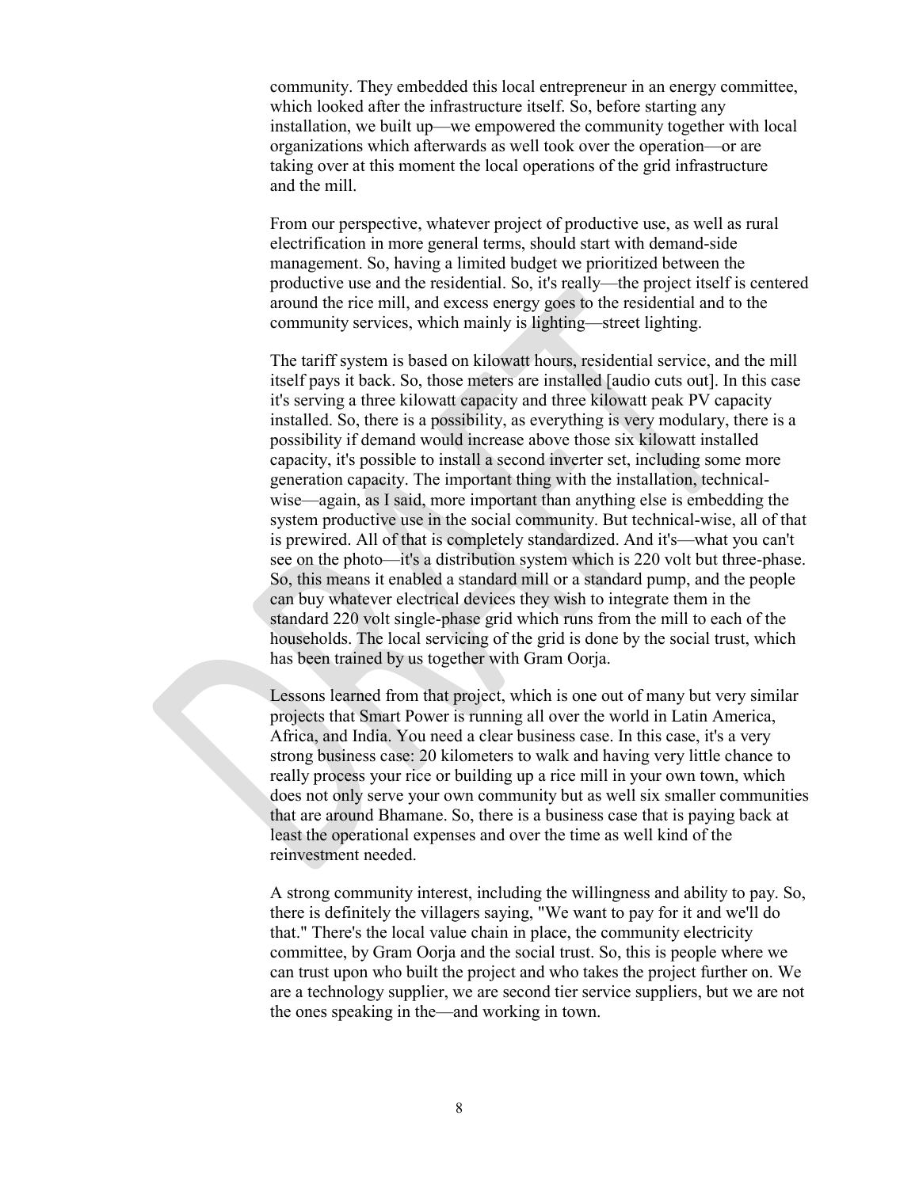community. They embedded this local entrepreneur in an energy committee, which looked after the infrastructure itself. So, before starting any installation, we built up—we empowered the community together with local organizations which afterwards as well took over the operation—or are taking over at this moment the local operations of the grid infrastructure and the mill.

From our perspective, whatever project of productive use, as well as rural electrification in more general terms, should start with demand-side management. So, having a limited budget we prioritized between the productive use and the residential. So, it's really—the project itself is centered around the rice mill, and excess energy goes to the residential and to the community services, which mainly is lighting—street lighting.

The tariff system is based on kilowatt hours, residential service, and the mill itself pays it back. So, those meters are installed [audio cuts out]. In this case it's serving a three kilowatt capacity and three kilowatt peak PV capacity installed. So, there is a possibility, as everything is very modular, there is a possibility if demand would increase above those six kilowatt installed capacity, it's possible to install a second inverter set, including some more generation capacity. The important thing with the installation, technical-wise—again, as I said, more important than anything else is embedding the system productive use in the social community. But technical-wise, all of that is prewired. All of that is completely standardized. And it's—what you can't see on the photo—it's a distribution system which is 220 volt but three-phase. So, this means it enabled a standard mill or a standard pump, and the people can buy whatever electrical devices they wish to integrate them in the standard 220 volt single-phase grid which runs from the mill to each of the households. The local servicing of the grid is done by the social trust, which has been trained by us together with Gram Oorja.

Lessons learned from that project, which is one out of many but very similar projects that Smart Power is running all over the world in Latin America, Africa, and India. You need a clear business case. In this case, it's a very strong business case: 20 kilometers to walk and having very little chance to really process your rice or building up a rice mill in your own town, which does not only serve your own community but as well six smaller communities that are around Bhamane. So, there is a business case that is paying back at least the operational expenses and over the time as well kind of the reinvestment needed.

A strong community interest, including the willingness and ability to pay. So, there is definitely the villagers saying, "We want to pay for it and we'll do that." There's the local value chain in place, the community electricity committee, by Gram Oorja and the social trust. So, this is people where we can trust upon who built the project and who takes the project further on. We are a technology supplier, we are second tier service suppliers, but we are not the ones speaking in the—and working in town.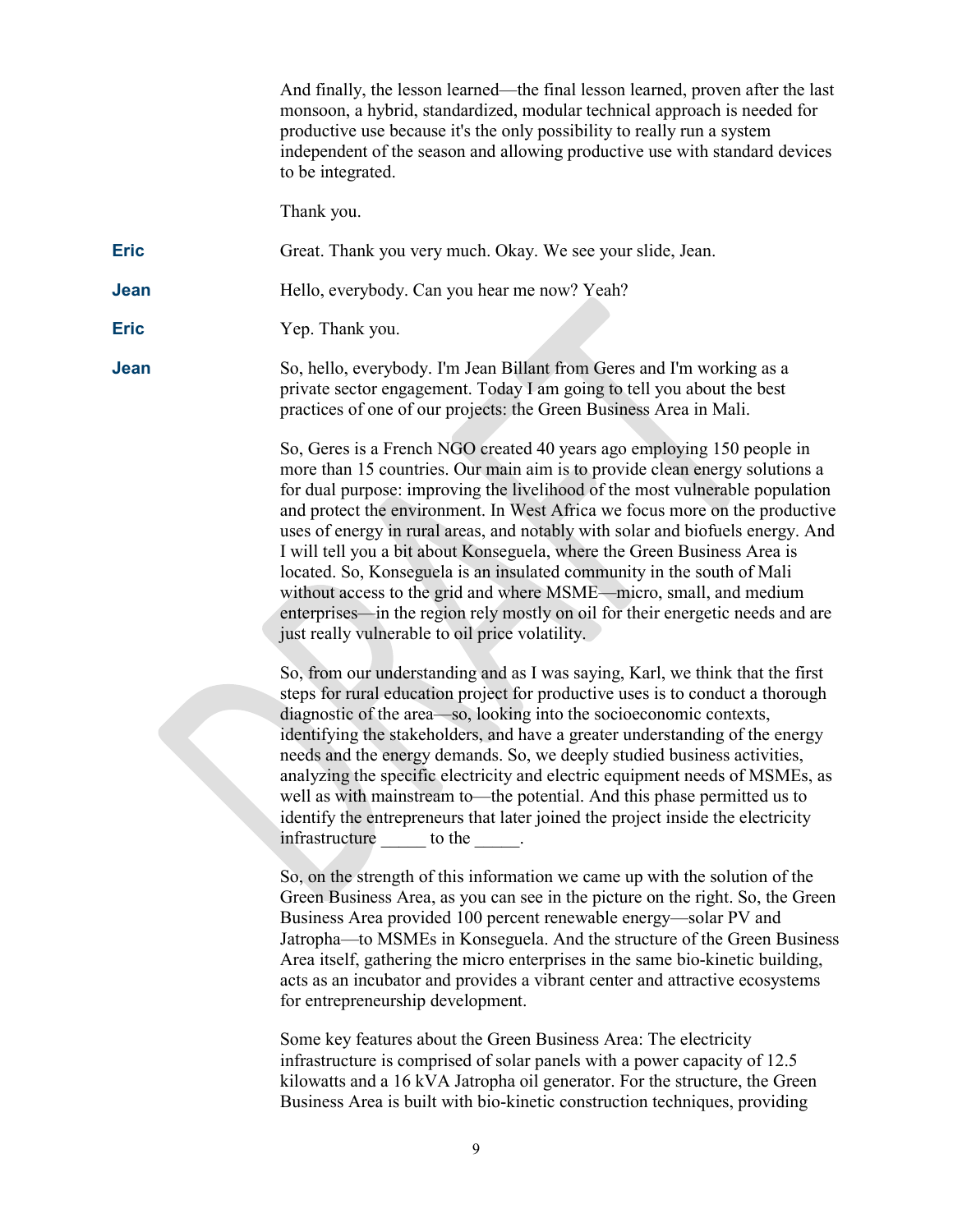And finally, the lesson learned—the final lesson learned, proven after the last monsoon, a hybrid, standardized, modular technical approach is needed for productive use because it's the only possibility to really run a system independent of the season and allowing productive use with standard devices to be integrated.

Thank you.

**Eric** Great. Thank you very much. Okay. We see your slide, Jean.

**Jean** Hello, everybody. Can you hear me now? Yeah?

**Eric** Yep. Thank you.

**Jean** So, hello, everybody. I'm Jean Billant from Geres and I'm working as a private sector engagement. Today I am going to tell you about the best practices of one of our projects: the Green Business Area in Mali.

So, Geres is a French NGO created 40 years ago employing 150 people in more than 15 countries. Our main aim is to provide clean energy solutions a for dual purpose: improving the livelihood of the most vulnerable population and protect the environment. In West Africa we focus more on the productive uses of energy in rural areas, and notably with solar and biofuels energy. And I will tell you a bit about Konseguela, where the Green Business Area is located. So, Konseguela is an insulated community in the south of Mali without access to the grid and where MSME—micro, small, and medium enterprises—in the region rely mostly on oil for their energetic needs and are just really vulnerable to oil price volatility.

So, from our understanding and as I was saying, Karl, we think that the first steps for rural education project for productive uses is to conduct a thorough diagnostic of the area—so, looking into the socioeconomic contexts, identifying the stakeholders, and have a greater understanding of the energy needs and the energy demands. So, we deeply studied business activities, analyzing the specific electricity and electric equipment needs of MSMEs, as well as with mainstream to—the potential. And this phase permitted us to identify the entrepreneurs that later joined the project inside the electricity infrastructure _____ to the _____.

So, on the strength of this information we came up with the solution of the Green Business Area, as you can see in the picture on the right. So, the Green Business Area provided 100 percent renewable energy—solar PV and Jatropha—to MSMEs in Konseguela. And the structure of the Green Business Area itself, gathering the micro enterprises in the same bio-kinetic building, acts as an incubator and provides a vibrant center and attractive ecosystems for entrepreneurship development.

Some key features about the Green Business Area: The electricity infrastructure is comprised of solar panels with a power capacity of 12.5 kilowatts and a 16 kVA Jatropha oil generator. For the structure, the Green Business Area is built with bio-kinetic construction techniques, providing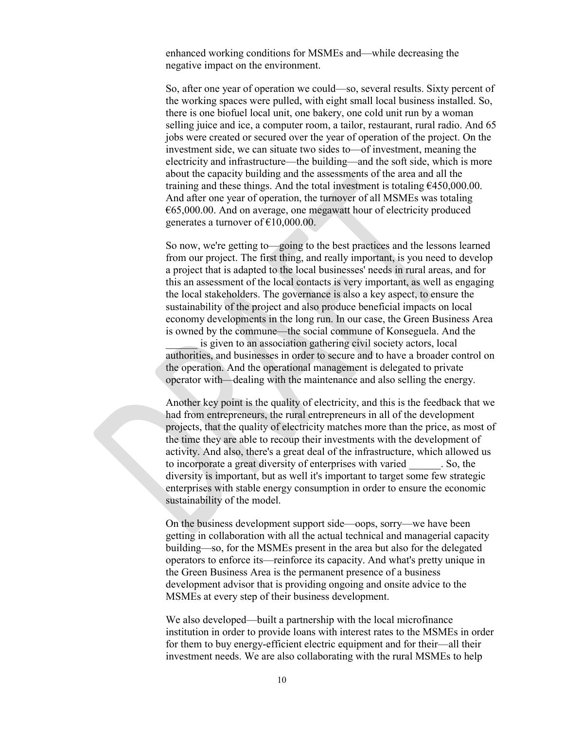enhanced working conditions for MSMEs and—while decreasing the negative impact on the environment.

So, after one year of operation we could—so, several results. Sixty percent of the working spaces were pulled, with eight small local business installed. So, there is one biofuel local unit, one bakery, one cold unit run by a woman selling juice and ice, a computer room, a tailor, restaurant, rural radio. And 65 jobs were created or secured over the year of operation of the project. On the investment side, we can situate two sides to—of investment, meaning the electricity and infrastructure—the building—and the soft side, which is more about the capacity building and the assessments of the area and all the training and these things. And the total investment is totaling €450,000.00. And after one year of operation, the turnover of all MSMEs was totaling €65,000.00. And on average, one megawatt hour of electricity produced generates a turnover of €10,000.00.

So now, we're getting to—going to the best practices and the lessons learned from our project. The first thing, and really important, is you need to develop a project that is adapted to the local businesses' needs in rural areas, and for this an assessment of the local contacts is very important, as well as engaging the local stakeholders. The governance is also a key aspect, to ensure the sustainability of the project and also produce beneficial impacts on local economy developments in the long run. In our case, the Green Business Area is owned by the commune—the social commune of Konseguela. And the ______ is given to an association gathering civil society actors, local authorities, and businesses in order to secure and to have a broader control on the operation. And the operational management is delegated to private operator with—dealing with the maintenance and also selling the energy.

Another key point is the quality of electricity, and this is the feedback that we had from entrepreneurs, the rural entrepreneurs in all of the development projects, that the quality of electricity matches more than the price, as most of the time they are able to recoup their investments with the development of activity. And also, there's a great deal of the infrastructure, which allowed us to incorporate a great diversity of enterprises with varied ______. So, the diversity is important, but as well it's important to target some few strategic enterprises with stable energy consumption in order to ensure the economic sustainability of the model.

On the business development support side—oops, sorry—we have been getting in collaboration with all the actual technical and managerial capacity building—so, for the MSMEs present in the area but also for the delegated operators to enforce its—reinforce its capacity. And what's pretty unique in the Green Business Area is the permanent presence of a business development advisor that is providing ongoing and onsite advice to the MSMEs at every step of their business development.

We also developed—built a partnership with the local microfinance institution in order to provide loans with interest rates to the MSMEs in order for them to buy energy-efficient electric equipment and for their—all their investment needs. We are also collaborating with the rural MSMEs to help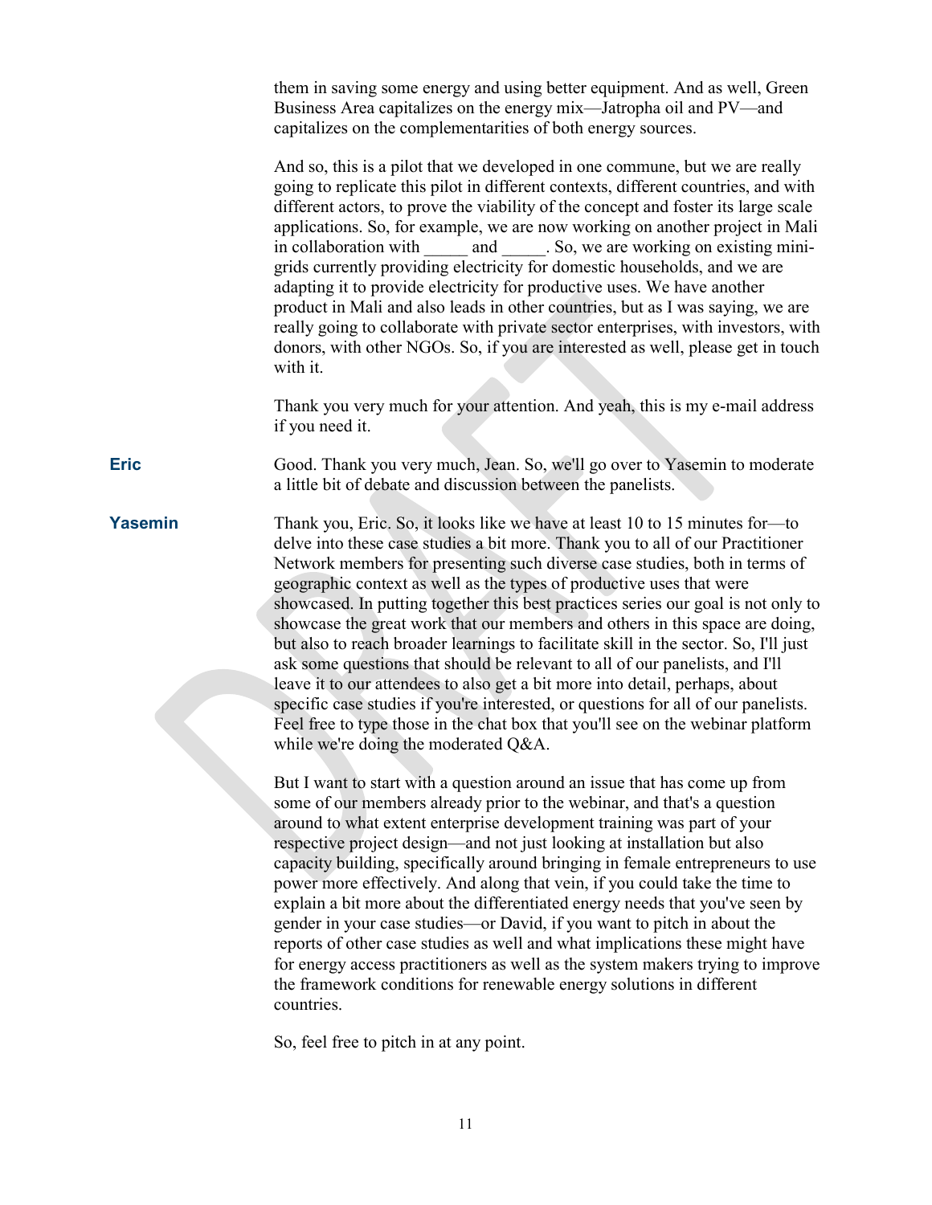them in saving some energy and using better equipment. And as well, Green Business Area capitalizes on the energy mix—Jatropha oil and PV—and capitalizes on the complementarities of both energy sources.

And so, this is a pilot that we developed in one commune, but we are really going to replicate this pilot in different contexts, different countries, and with different actors, to prove the viability of the concept and foster its large scale applications. So, for example, we are now working on another project in Mali in collaboration with _____ and _____. So, we are working on existing mini-grids currently providing electricity for domestic households, and we are adapting it to provide electricity for productive uses. We have another product in Mali and also leads in other countries, but as I was saying, we are really going to collaborate with private sector enterprises, with investors, with donors, with other NGOs. So, if you are interested as well, please get in touch with it.

Thank you very much for your attention. And yeah, this is my e-mail address if you need it.

**Eric** Good. Thank you very much, Jean. So, we'll go over to Yasemin to moderate a little bit of debate and discussion between the panelists.

**Yasemin** Thank you, Eric. So, it looks like we have at least 10 to 15 minutes for—to delve into these case studies a bit more. Thank you to all of our Practitioner Network members for presenting such diverse case studies, both in terms of geographic context as well as the types of productive uses that were showcased. In putting together this best practices series our goal is not only to showcase the great work that our members and others in this space are doing, but also to reach broader learnings to facilitate skill in the sector. So, I'll just ask some questions that should be relevant to all of our panelists, and I'll leave it to our attendees to also get a bit more into detail, perhaps, about specific case studies if you're interested, or questions for all of our panelists. Feel free to type those in the chat box that you'll see on the webinar platform while we're doing the moderated Q&A.

But I want to start with a question around an issue that has come up from some of our members already prior to the webinar, and that's a question around to what extent enterprise development training was part of your respective project design—and not just looking at installation but also capacity building, specifically around bringing in female entrepreneurs to use power more effectively. And along that vein, if you could take the time to explain a bit more about the differentiated energy needs that you've seen by gender in your case studies—or David, if you want to pitch in about the reports of other case studies as well and what implications these might have for energy access practitioners as well as the system makers trying to improve the framework conditions for renewable energy solutions in different countries.

So, feel free to pitch in at any point.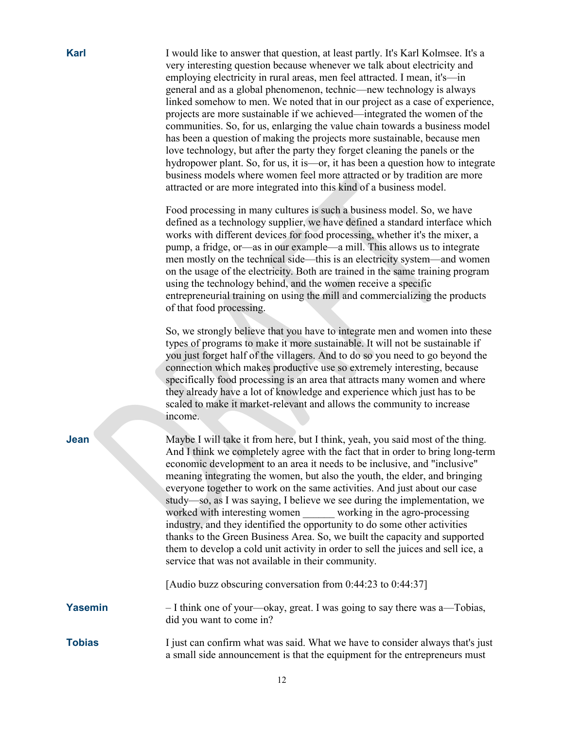**Karl** I would like to answer that question, at least partly. It's Karl Kolmsee. It's a very interesting question because whenever we talk about electricity and employing electricity in rural areas, men feel attracted. I mean, it's—in general and as a global phenomenon, technic—new technology is always linked somehow to men. We noted that in our project as a case of experience, projects are more sustainable if we achieved—integrated the women of the communities. So, for us, enlarging the value chain towards a business model has been a question of making the projects more sustainable, because men love technology, but after the party they forget cleaning the panels or the hydropower plant. So, for us, it is—or, it has been a question how to integrate business models where women feel more attracted or by tradition are more attracted or are more integrated into this kind of a business model.

Food processing in many cultures is such a business model. So, we have defined as a technology supplier, we have defined a standard interface which works with different devices for food processing, whether it's the mixer, a pump, a fridge, or—as in our example—a mill. This allows us to integrate men mostly on the technical side—this is an electricity system—and women on the usage of the electricity. Both are trained in the same training program using the technology behind, and the women receive a specific entrepreneurial training on using the mill and commercializing the products of that food processing.

So, we strongly believe that you have to integrate men and women into these types of programs to make it more sustainable. It will not be sustainable if you just forget half of the villagers. And to do so you need to go beyond the connection which makes productive use so extremely interesting, because specifically food processing is an area that attracts many women and where they already have a lot of knowledge and experience which just has to be scaled to make it market-relevant and allows the community to increase income.

**Jean** Maybe I will take it from here, but I think, yeah, you said most of the thing. And I think we completely agree with the fact that in order to bring long-term economic development to an area it needs to be inclusive, and "inclusive" meaning integrating the women, but also the youth, the elder, and bringing everyone together to work on the same activities. And just about our case study—so, as I was saying, I believe we see during the implementation, we worked with interesting women ______ working in the agro-processing industry, and they identified the opportunity to do some other activities thanks to the Green Business Area. So, we built the capacity and supported them to develop a cold unit activity in order to sell the juices and sell ice, a service that was not available in their community.

[Audio buzz obscuring conversation from 0:44:23 to 0:44:37]

**Yasemin** – I think one of your—okay, great. I was going to say there was a—Tobias, did you want to come in?

**Tobias** I just can confirm what was said. What we have to consider always that's just a small side announcement is that the equipment for the entrepreneurs must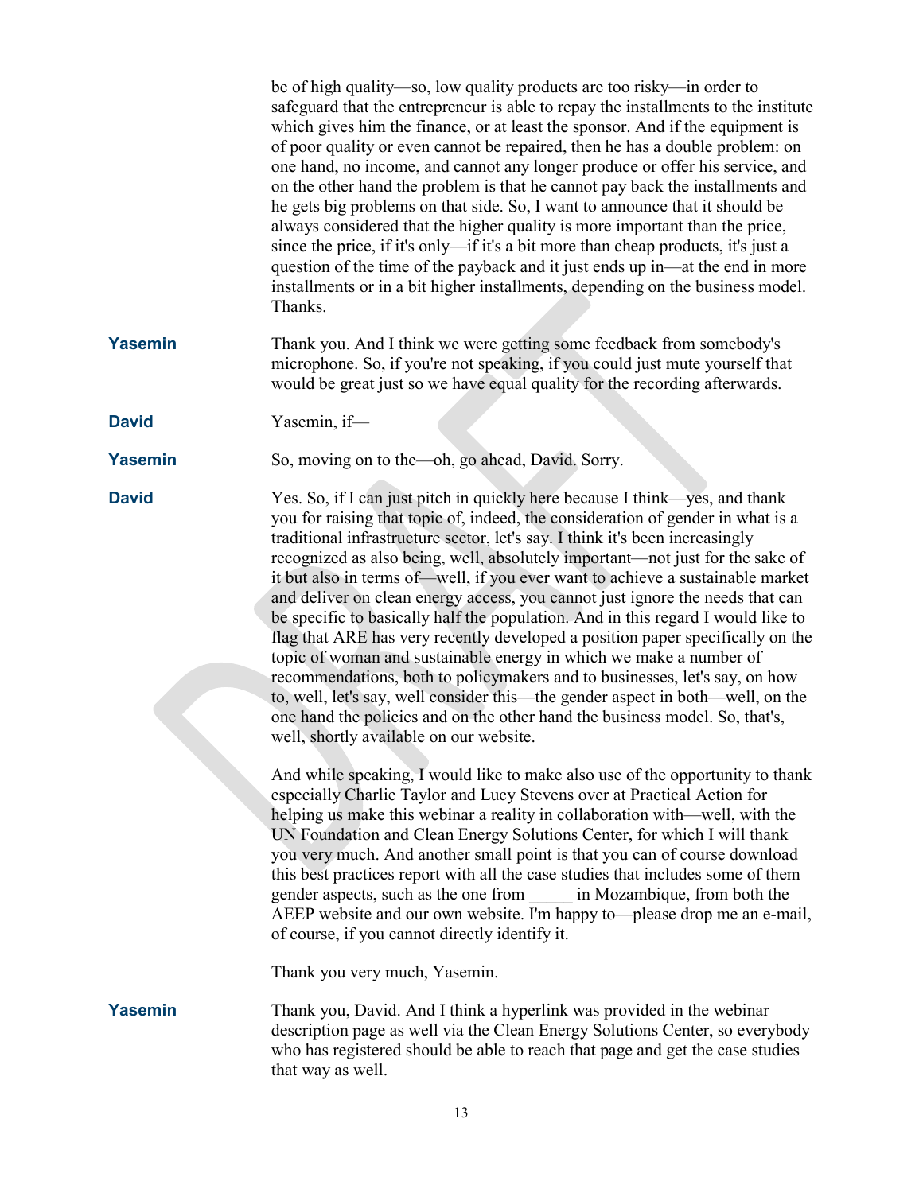be of high quality—so, low quality products are too risky—in order to safeguard that the entrepreneur is able to repay the installments to the institute which gives him the finance, or at least the sponsor. And if the equipment is of poor quality or even cannot be repaired, then he has a double problem: on one hand, no income, and cannot any longer produce or offer his service, and on the other hand the problem is that he cannot pay back the installments and he gets big problems on that side. So, I want to announce that it should be always considered that the higher quality is more important than the price, since the price, if it's only—if it's a bit more than cheap products, it's just a question of the time of the payback and it just ends up in—at the end in more installments or in a bit higher installments, depending on the business model. Thanks.

**Yasemin** Thank you. And I think we were getting some feedback from somebody's microphone. So, if you're not speaking, if you could just mute yourself that would be great just so we have equal quality for the recording afterwards.

**David** Yasemin, if—

**Yasemin** So, moving on to the—oh, go ahead, David. Sorry.

**David** Yes. So, if I can just pitch in quickly here because I think—yes, and thank you for raising that topic of, indeed, the consideration of gender in what is a traditional infrastructure sector, let's say. I think it's been increasingly recognized as also being, well, absolutely important—not just for the sake of it but also in terms of—well, if you ever want to achieve a sustainable market and deliver on clean energy access, you cannot just ignore the needs that can be specific to basically half the population. And in this regard I would like to flag that ARE has very recently developed a position paper specifically on the topic of woman and sustainable energy in which we make a number of recommendations, both to policymakers and to businesses, let's say, on how to, well, let's say, well consider this—the gender aspect in both—well, on the one hand the policies and on the other hand the business model. So, that's, well, shortly available on our website.

And while speaking, I would like to make also use of the opportunity to thank especially Charlie Taylor and Lucy Stevens over at Practical Action for helping us make this webinar a reality in collaboration with—well, with the UN Foundation and Clean Energy Solutions Center, for which I will thank you very much. And another small point is that you can of course download this best practices report with all the case studies that includes some of them gender aspects, such as the one from _____ in Mozambique, from both the AEEP website and our own website. I'm happy to—please drop me an e-mail, of course, if you cannot directly identify it.

Thank you very much, Yasemin.

**Yasemin** Thank you, David. And I think a hyperlink was provided in the webinar description page as well via the Clean Energy Solutions Center, so everybody who has registered should be able to reach that page and get the case studies that way as well.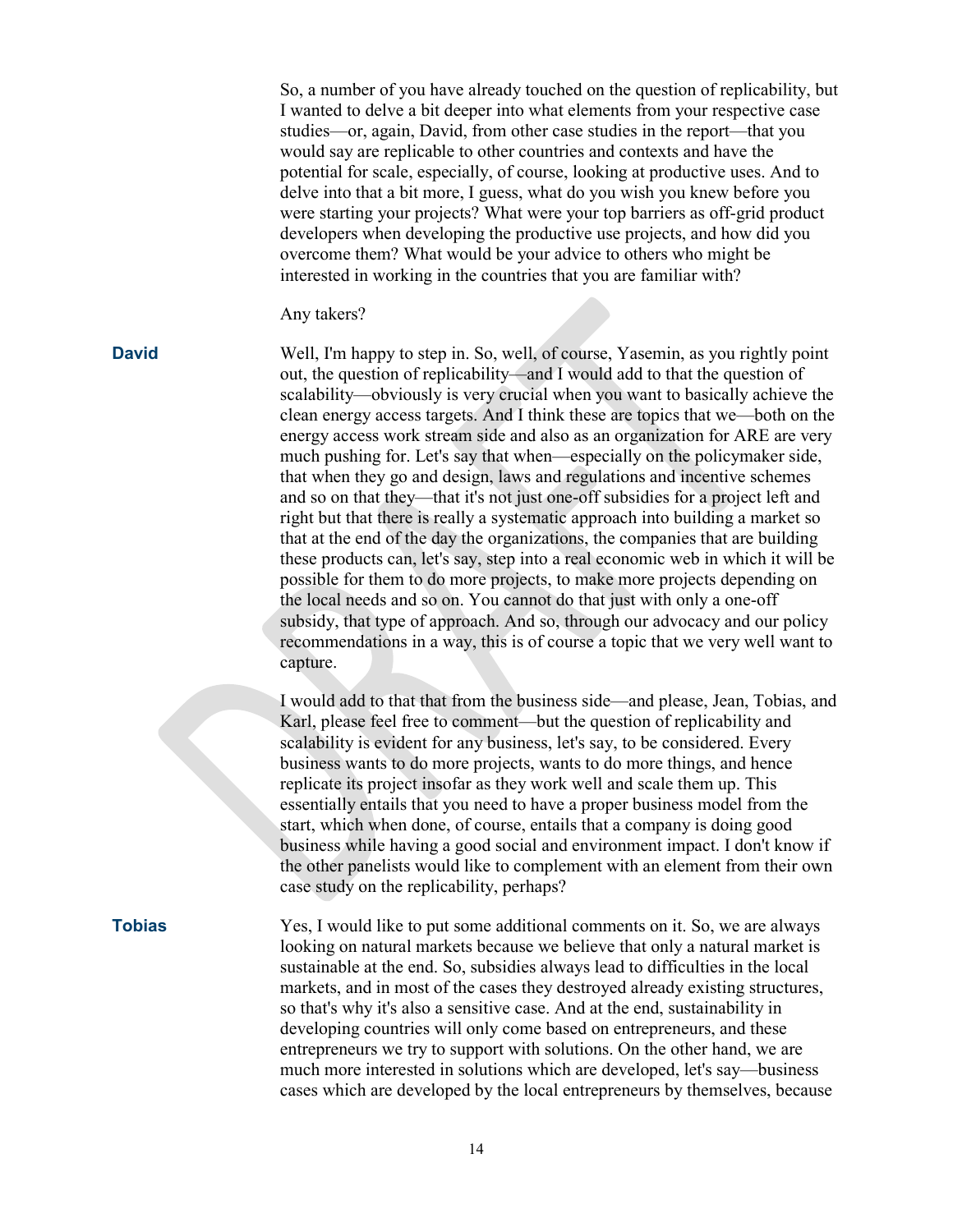So, a number of you have already touched on the question of replicability, but I wanted to delve a bit deeper into what elements from your respective case studies—or, again, David, from other case studies in the report—that you would say are replicable to other countries and contexts and have the potential for scale, especially, of course, looking at productive uses. And to delve into that a bit more, I guess, what do you wish you knew before you were starting your projects? What were your top barriers as off-grid product developers when developing the productive use projects, and how did you overcome them? What would be your advice to others who might be interested in working in the countries that you are familiar with?

Any takers?

**David** Well, I'm happy to step in. So, well, of course, Yasemin, as you rightly point out, the question of replicability—and I would add to that the question of scalability—obviously is very crucial when you want to basically achieve the clean energy access targets. And I think these are topics that we—both on the energy access work stream side and also as an organization for ARE are very much pushing for. Let's say that when—especially on the policymaker side, that when they go and design, laws and regulations and incentive schemes and so on that they—that it's not just one-off subsidies for a project left and right but that there is really a systematic approach into building a market so that at the end of the day the organizations, the companies that are building these products can, let's say, step into a real economic web in which it will be possible for them to do more projects, to make more projects depending on the local needs and so on. You cannot do that just with only a one-off subsidy, that type of approach. And so, through our advocacy and our policy recommendations in a way, this is of course a topic that we very well want to capture.

I would add to that that from the business side—and please, Jean, Tobias, and Karl, please feel free to comment—but the question of replicability and scalability is evident for any business, let's say, to be considered. Every business wants to do more projects, wants to do more things, and hence replicate its project insofar as they work well and scale them up. This essentially entails that you need to have a proper business model from the start, which when done, of course, entails that a company is doing good business while having a good social and environment impact. I don't know if the other panelists would like to complement with an element from their own case study on the replicability, perhaps?

**Tobias** Yes, I would like to put some additional comments on it. So, we are always looking on natural markets because we believe that only a natural market is sustainable at the end. So, subsidies always lead to difficulties in the local markets, and in most of the cases they destroyed already existing structures, so that's why it's also a sensitive case. And at the end, sustainability in developing countries will only come based on entrepreneurs, and these entrepreneurs we try to support with solutions. On the other hand, we are much more interested in solutions which are developed, let's say—business cases which are developed by the local entrepreneurs by themselves, because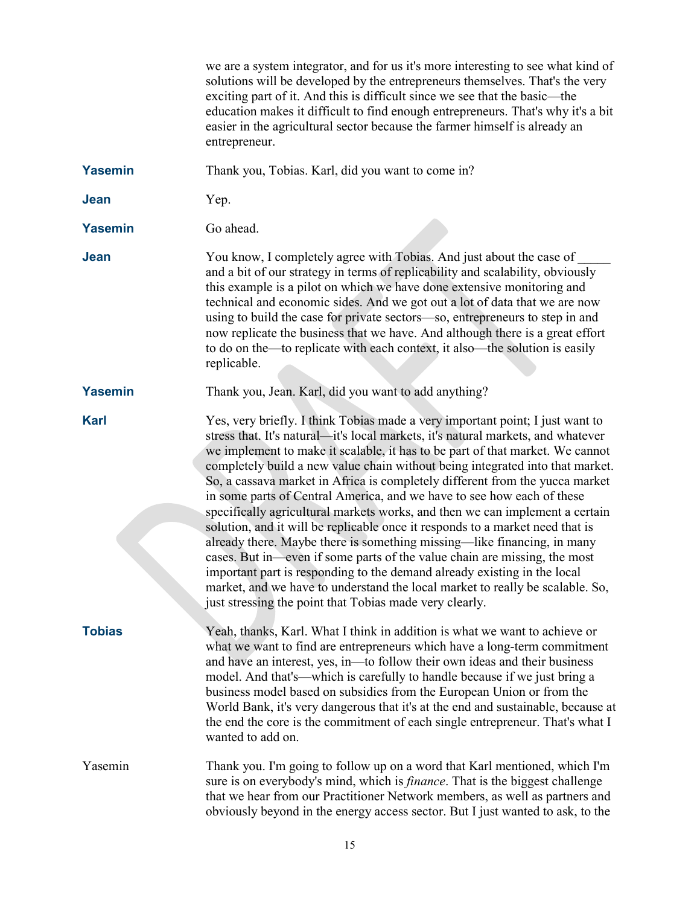we are a system integrator, and for us it's more interesting to see what kind of solutions will be developed by the entrepreneurs themselves. That's the very exciting part of it. And this is difficult since we see that the basic—the education makes it difficult to find enough entrepreneurs. That's why it's a bit easier in the agricultural sector because the farmer himself is already an entrepreneur.

**Yasemin** Thank you, Tobias. Karl, did you want to come in?

**Jean** Yep.

**Yasemin** Go ahead.

**Jean** You know, I completely agree with Tobias. And just about the case of _____ and a bit of our strategy in terms of replicability and scalability, obviously this example is a pilot on which we have done extensive monitoring and technical and economic sides. And we got out a lot of data that we are now using to build the case for private sectors—so, entrepreneurs to step in and now replicate the business that we have. And although there is a great effort to do on the—to replicate with each context, it also—the solution is easily replicable.

**Yasemin** Thank you, Jean. Karl, did you want to add anything?

**Karl** Yes, very briefly. I think Tobias made a very important point; I just want to stress that. It's natural—it's local markets, it's natural markets, and whatever we implement to make it scalable, it has to be part of that market. We cannot completely build a new value chain without being integrated into that market. So, a cassava market in Africa is completely different from the yucca market in some parts of Central America, and we have to see how each of these specifically agricultural markets works, and then we can implement a certain solution, and it will be replicable once it responds to a market need that is already there. Maybe there is something missing—like financing, in many cases. But in—even if some parts of the value chain are missing, the most important part is responding to the demand already existing in the local market, and we have to understand the local market to really be scalable. So, just stressing the point that Tobias made very clearly.

**Tobias** Yeah, thanks, Karl. What I think in addition is what we want to achieve or what we want to find are entrepreneurs which have a long-term commitment and have an interest, yes, in—to follow their own ideas and their business model. And that's—which is carefully to handle because if we just bring a business model based on subsidies from the European Union or from the World Bank, it's very dangerous that it's at the end and sustainable, because at the end the core is the commitment of each single entrepreneur. That's what I wanted to add on.

Yasemin Thank you. I'm going to follow up on a word that Karl mentioned, which I'm sure is on everybody's mind, which is *finance*. That is the biggest challenge that we hear from our Practitioner Network members, as well as partners and obviously beyond in the energy access sector. But I just wanted to ask, to the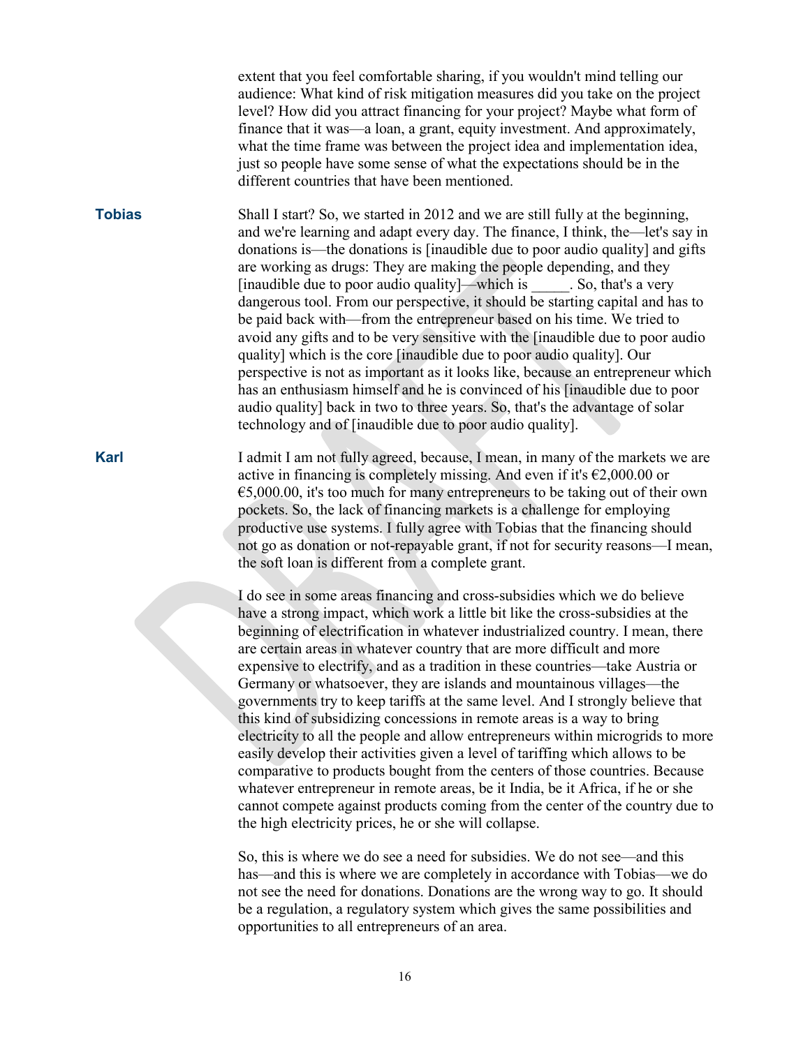extent that you feel comfortable sharing, if you wouldn't mind telling our audience: What kind of risk mitigation measures did you take on the project level? How did you attract financing for your project? Maybe what form of finance that it was—a loan, a grant, equity investment. And approximately, what the time frame was between the project idea and implementation idea, just so people have some sense of what the expectations should be in the different countries that have been mentioned.

**Tobias** Shall I start? So, we started in 2012 and we are still fully at the beginning, and we're learning and adapt every day. The finance, I think, the—let's say in donations is—the donations is [inaudible due to poor audio quality] and gifts are working as drugs: They are making the people depending, and they [inaudible due to poor audio quality]—which is _____. So, that's a very dangerous tool. From our perspective, it should be starting capital and has to be paid back with—from the entrepreneur based on his time. We tried to avoid any gifts and to be very sensitive with the [inaudible due to poor audio quality] which is the core [inaudible due to poor audio quality]. Our perspective is not as important as it looks like, because an entrepreneur which has an enthusiasm himself and he is convinced of his [inaudible due to poor audio quality] back in two to three years. So, that's the advantage of solar technology and of [inaudible due to poor audio quality].

**Karl** I admit I am not fully agreed, because, I mean, in many of the markets we are active in financing is completely missing. And even if it's €2,000.00 or €5,000.00, it's too much for many entrepreneurs to be taking out of their own pockets. So, the lack of financing markets is a challenge for employing productive use systems. I fully agree with Tobias that the financing should not go as donation or not-repayable grant, if not for security reasons—I mean, the soft loan is different from a complete grant.

I do see in some areas financing and cross-subsidies which we do believe have a strong impact, which work a little bit like the cross-subsidies at the beginning of electrification in whatever industrialized country. I mean, there are certain areas in whatever country that are more difficult and more expensive to electrify, and as a tradition in these countries—take Austria or Germany or whatsoever, they are islands and mountainous villages—the governments try to keep tariffs at the same level. And I strongly believe that this kind of subsidizing concessions in remote areas is a way to bring electricity to all the people and allow entrepreneurs within microgrids to more easily develop their activities given a level of tariffing which allows to be comparative to products bought from the centers of those countries. Because whatever entrepreneur in remote areas, be it India, be it Africa, if he or she cannot compete against products coming from the center of the country due to the high electricity prices, he or she will collapse.

So, this is where we do see a need for subsidies. We do not see—and this has—and this is where we are completely in accordance with Tobias—we do not see the need for donations. Donations are the wrong way to go. It should be a regulation, a regulatory system which gives the same possibilities and opportunities to all entrepreneurs of an area.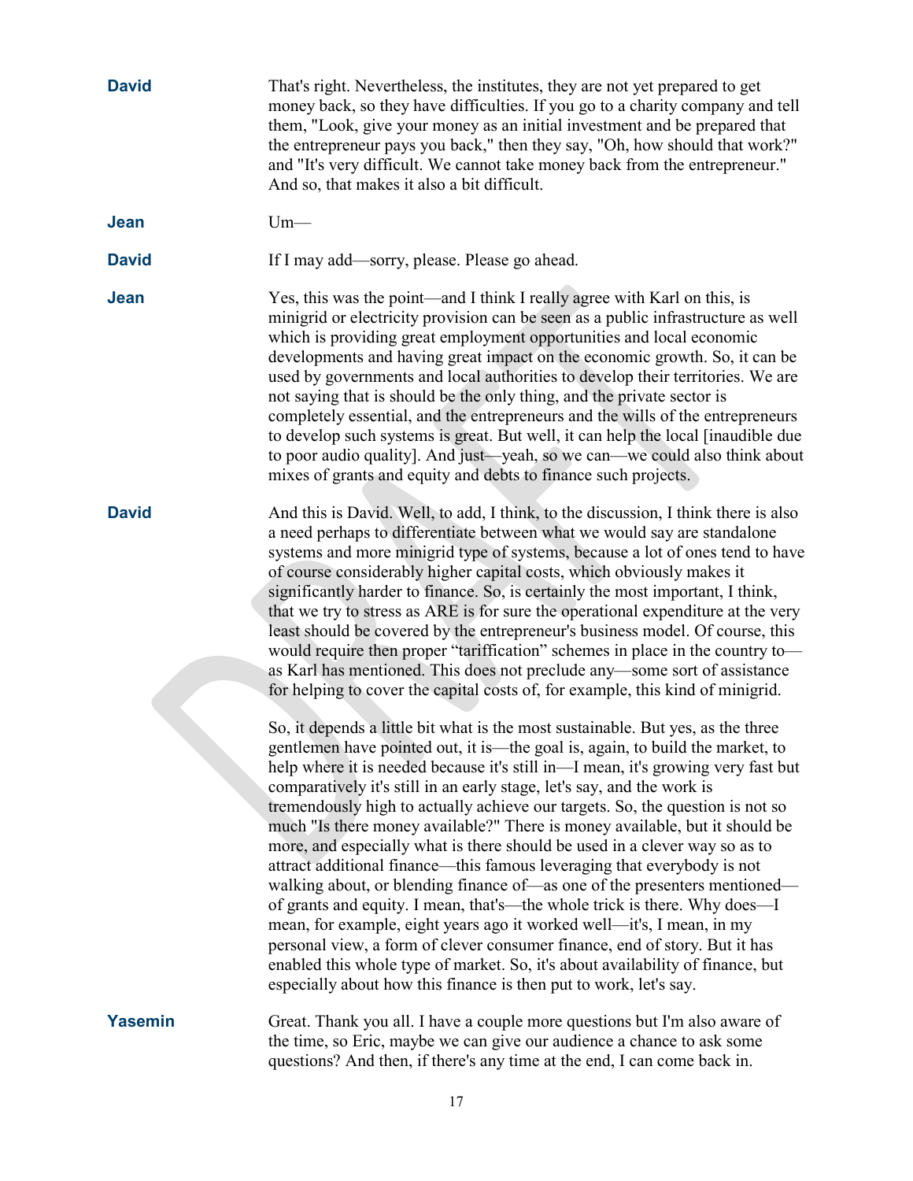**David** That's right. Nevertheless, the institutes, they are not yet prepared to get money back, so they have difficulties. If you go to a charity company and tell them, "Look, give your money as an initial investment and be prepared that the entrepreneur pays you back," then they say, "Oh, how should that work?" and "It's very difficult. We cannot take money back from the entrepreneur." And so, that makes it also a bit difficult.

**Jean** Um—

**David** If I may add—sorry, please. Please go ahead.

**Jean** Yes, this was the point—and I think I really agree with Karl on this, is minigrid or electricity provision can be seen as a public infrastructure as well which is providing great employment opportunities and local economic developments and having great impact on the economic growth. So, it can be used by governments and local authorities to develop their territories. We are not saying that is should be the only thing, and the private sector is completely essential, and the entrepreneurs and the wills of the entrepreneurs to develop such systems is great. But well, it can help the local [inaudible due to poor audio quality]. And just—yeah, so we can—we could also think about mixes of grants and equity and debts to finance such projects.

**David** And this is David. Well, to add, I think, to the discussion, I think there is also a need perhaps to differentiate between what we would say are standalone systems and more minigrid type of systems, because a lot of ones tend to have of course considerably higher capital costs, which obviously makes it significantly harder to finance. So, is certainly the most important, I think, that we try to stress as ARE is for sure the operational expenditure at the very least should be covered by the entrepreneur's business model. Of course, this would require then proper "tariffication" schemes in place in the country to—as Karl has mentioned. This does not preclude any—some sort of assistance for helping to cover the capital costs of, for example, this kind of minigrid.

So, it depends a little bit what is the most sustainable. But yes, as the three gentlemen have pointed out, it is—the goal is, again, to build the market, to help where it is needed because it's still in—I mean, it's growing very fast but comparatively it's still in an early stage, let's say, and the work is tremendously high to actually achieve our targets. So, the question is not so much "Is there money available?" There is money available, but it should be more, and especially what is there should be used in a clever way so as to attract additional finance—this famous leveraging that everybody is not walking about, or blending finance of—as one of the presenters mentioned—of grants and equity. I mean, that's—the whole trick is there. Why does—I mean, for example, eight years ago it worked well—it's, I mean, in my personal view, a form of clever consumer finance, end of story. But it has enabled this whole type of market. So, it's about availability of finance, but especially about how this finance is then put to work, let's say.

**Yasemin** Great. Thank you all. I have a couple more questions but I'm also aware of the time, so Eric, maybe we can give our audience a chance to ask some questions? And then, if there's any time at the end, I can come back in.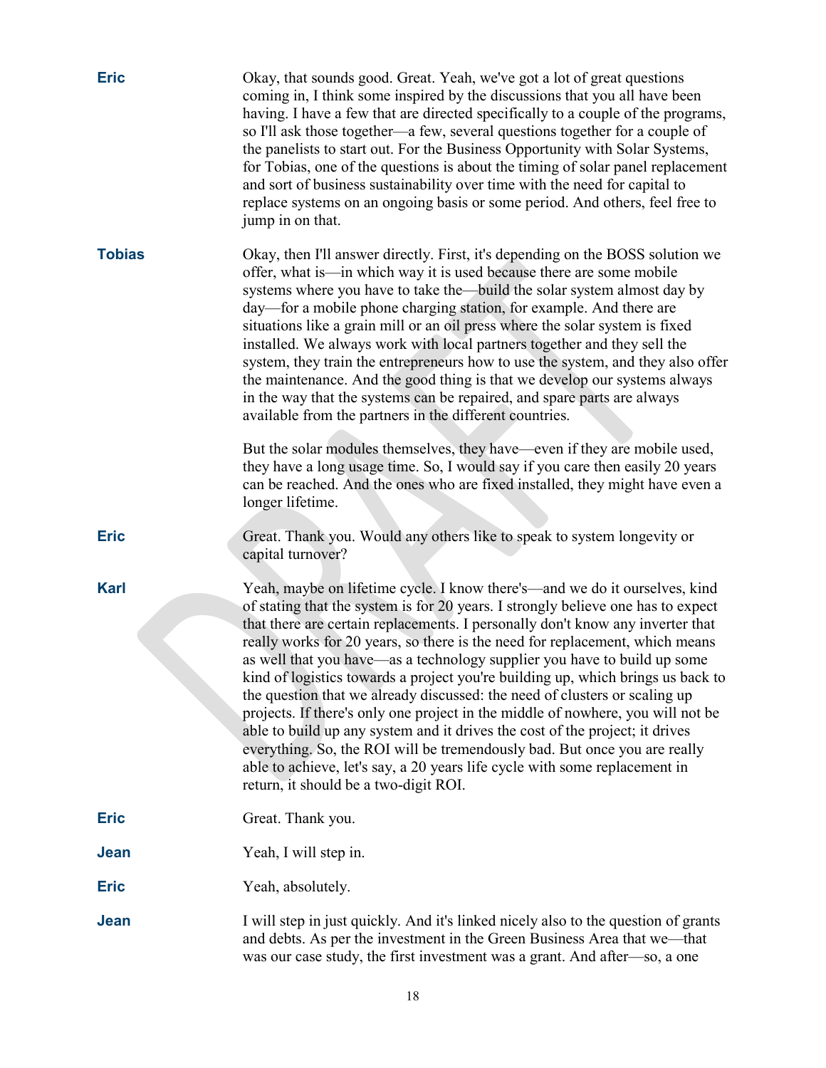**Eric** Okay, that sounds good. Great. Yeah, we've got a lot of great questions coming in, I think some inspired by the discussions that you all have been having. I have a few that are directed specifically to a couple of the programs, so I'll ask those together—a few, several questions together for a couple of the panelists to start out. For the Business Opportunity with Solar Systems, for Tobias, one of the questions is about the timing of solar panel replacement and sort of business sustainability over time with the need for capital to replace systems on an ongoing basis or some period. And others, feel free to jump in on that.

**Tobias** Okay, then I'll answer directly. First, it's depending on the BOSS solution we offer, what is—in which way it is used because there are some mobile systems where you have to take the—build the solar system almost day by day—for a mobile phone charging station, for example. And there are situations like a grain mill or an oil press where the solar system is fixed installed. We always work with local partners together and they sell the system, they train the entrepreneurs how to use the system, and they also offer the maintenance. And the good thing is that we develop our systems always in the way that the systems can be repaired, and spare parts are always available from the partners in the different countries.

But the solar modules themselves, they have—even if they are mobile used, they have a long usage time. So, I would say if you care then easily 20 years can be reached. And the ones who are fixed installed, they might have even a longer lifetime.

**Eric** Great. Thank you. Would any others like to speak to system longevity or capital turnover?

**Karl** Yeah, maybe on lifetime cycle. I know there's—and we do it ourselves, kind of stating that the system is for 20 years. I strongly believe one has to expect that there are certain replacements. I personally don't know any inverter that really works for 20 years, so there is the need for replacement, which means as well that you have—as a technology supplier you have to build up some kind of logistics towards a project you're building up, which brings us back to the question that we already discussed: the need of clusters or scaling up projects. If there's only one project in the middle of nowhere, you will not be able to build up any system and it drives the cost of the project; it drives everything. So, the ROI will be tremendously bad. But once you are really able to achieve, let's say, a 20 years life cycle with some replacement in return, it should be a two-digit ROI.

**Eric** Great. Thank you.

**Jean** Yeah, I will step in.

**Eric** Yeah, absolutely.

**Jean** I will step in just quickly. And it's linked nicely also to the question of grants and debts. As per the investment in the Green Business Area that we—that was our case study, the first investment was a grant. And after—so, a one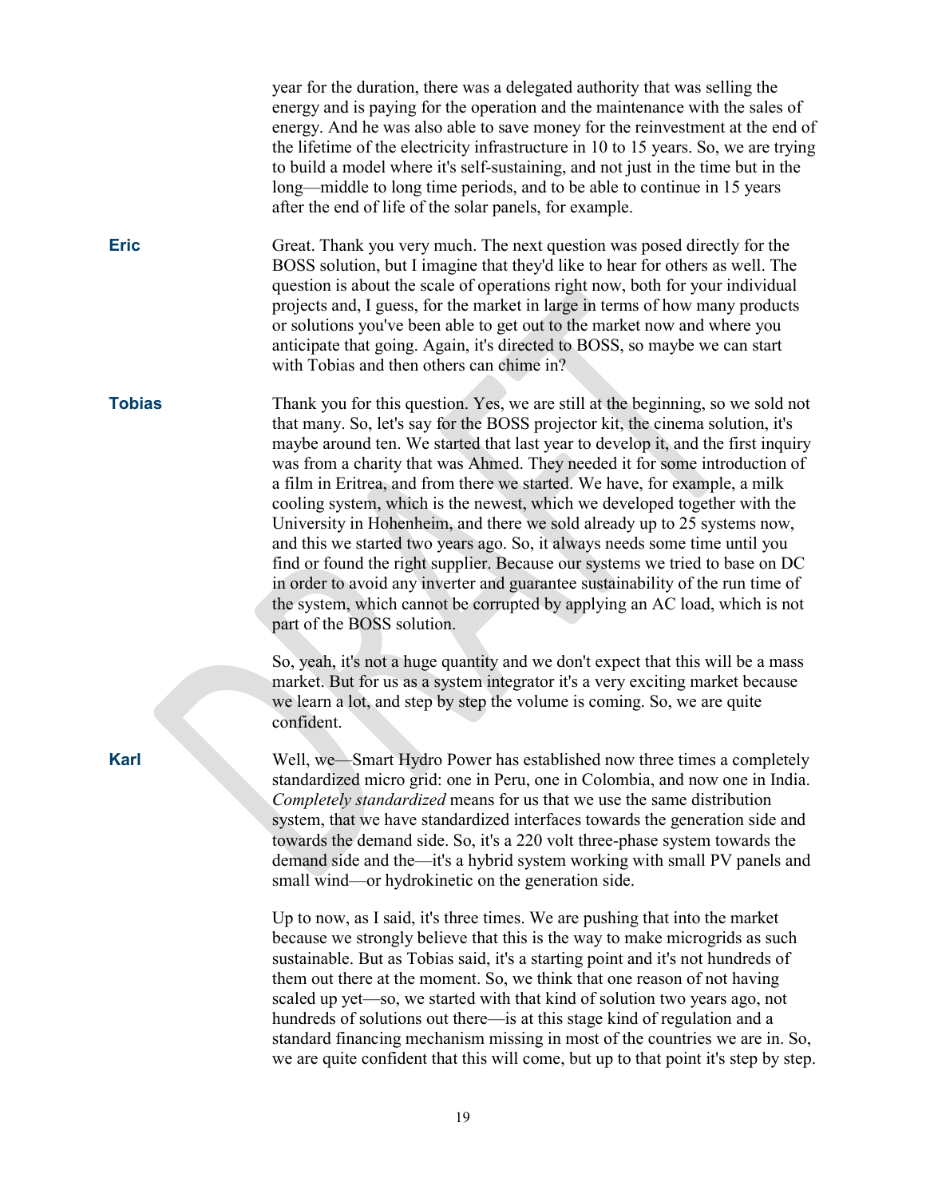year for the duration, there was a delegated authority that was selling the energy and is paying for the operation and the maintenance with the sales of energy. And he was also able to save money for the reinvestment at the end of the lifetime of the electricity infrastructure in 10 to 15 years. So, we are trying to build a model where it's self-sustaining, and not just in the time but in the long—middle to long time periods, and to be able to continue in 15 years after the end of life of the solar panels, for example.

**Eric** Great. Thank you very much. The next question was posed directly for the BOSS solution, but I imagine that they'd like to hear for others as well. The question is about the scale of operations right now, both for your individual projects and, I guess, for the market in large in terms of how many products or solutions you've been able to get out to the market now and where you anticipate that going. Again, it's directed to BOSS, so maybe we can start with Tobias and then others can chime in?

**Tobias** Thank you for this question. Yes, we are still at the beginning, so we sold not that many. So, let's say for the BOSS projector kit, the cinema solution, it's maybe around ten. We started that last year to develop it, and the first inquiry was from a charity that was Ahmed. They needed it for some introduction of a film in Eritrea, and from there we started. We have, for example, a milk cooling system, which is the newest, which we developed together with the University in Hohenheim, and there we sold already up to 25 systems now, and this we started two years ago. So, it always needs some time until you find or found the right supplier. Because our systems we tried to base on DC in order to avoid any inverter and guarantee sustainability of the run time of the system, which cannot be corrupted by applying an AC load, which is not part of the BOSS solution.

So, yeah, it's not a huge quantity and we don't expect that this will be a mass market. But for us as a system integrator it's a very exciting market because we learn a lot, and step by step the volume is coming. So, we are quite confident.

**Karl** Well, we—Smart Hydro Power has established now three times a completely standardized micro grid: one in Peru, one in Colombia, and now one in India. *Completely standardized* means for us that we use the same distribution system, that we have standardized interfaces towards the generation side and towards the demand side. So, it's a 220 volt three-phase system towards the demand side and the—it's a hybrid system working with small PV panels and small wind—or hydrokinetic on the generation side.

Up to now, as I said, it's three times. We are pushing that into the market because we strongly believe that this is the way to make microgrids as such sustainable. But as Tobias said, it's a starting point and it's not hundreds of them out there at the moment. So, we think that one reason of not having scaled up yet—so, we started with that kind of solution two years ago, not hundreds of solutions out there—is at this stage kind of regulation and a standard financing mechanism missing in most of the countries we are in. So, we are quite confident that this will come, but up to that point it's step by step.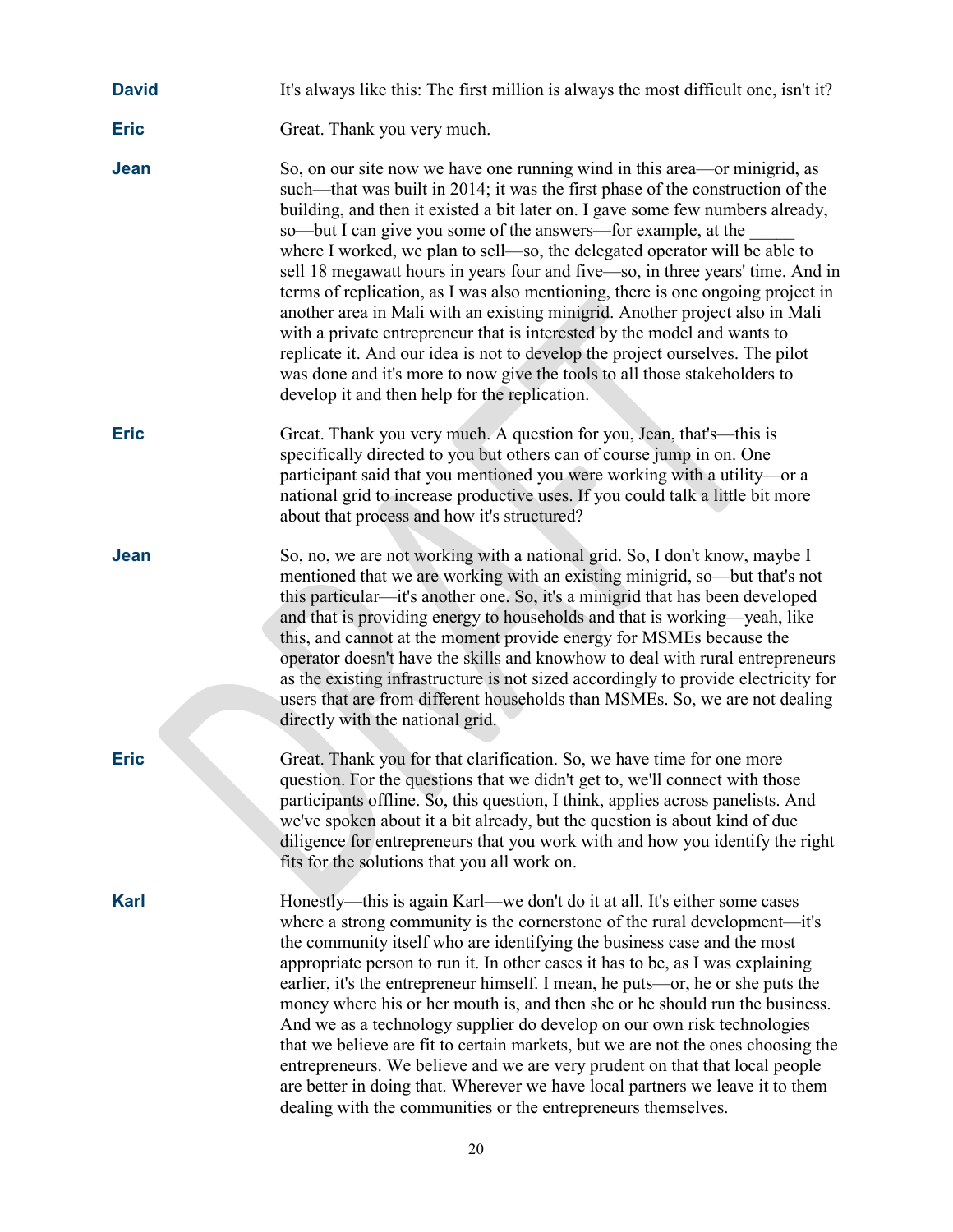**David** It's always like this: The first million is always the most difficult one, isn't it?

**Eric** Great. Thank you very much.

**Jean** So, on our site now we have one running wind in this area—or minigrid, as such—that was built in 2014; it was the first phase of the construction of the building, and then it existed a bit later on. I gave some few numbers already, so—but I can give you some of the answers—for example, at the _____ where I worked, we plan to sell—so, the delegated operator will be able to sell 18 megawatt hours in years four and five—so, in three years' time. And in terms of replication, as I was also mentioning, there is one ongoing project in another area in Mali with an existing minigrid. Another project also in Mali with a private entrepreneur that is interested by the model and wants to replicate it. And our idea is not to develop the project ourselves. The pilot was done and it's more to now give the tools to all those stakeholders to develop it and then help for the replication.

**Eric** Great. Thank you very much. A question for you, Jean, that's—this is specifically directed to you but others can of course jump in on. One participant said that you mentioned you were working with a utility—or a national grid to increase productive uses. If you could talk a little bit more about that process and how it's structured?

**Jean** So, no, we are not working with a national grid. So, I don't know, maybe I mentioned that we are working with an existing minigrid, so—but that's not this particular—it's another one. So, it's a minigrid that has been developed and that is providing energy to households and that is working—yeah, like this, and cannot at the moment provide energy for MSMEs because the operator doesn't have the skills and knowhow to deal with rural entrepreneurs as the existing infrastructure is not sized accordingly to provide electricity for users that are from different households than MSMEs. So, we are not dealing directly with the national grid.

**Eric** Great. Thank you for that clarification. So, we have time for one more question. For the questions that we didn't get to, we'll connect with those participants offline. So, this question, I think, applies across panelists. And we've spoken about it a bit already, but the question is about kind of due diligence for entrepreneurs that you work with and how you identify the right fits for the solutions that you all work on.

**Karl** Honestly—this is again Karl—we don't do it at all. It's either some cases where a strong community is the cornerstone of the rural development—it's the community itself who are identifying the business case and the most appropriate person to run it. In other cases it has to be, as I was explaining earlier, it's the entrepreneur himself. I mean, he puts—or, he or she puts the money where his or her mouth is, and then she or he should run the business. And we as a technology supplier do develop on our own risk technologies that we believe are fit to certain markets, but we are not the ones choosing the entrepreneurs. We believe and we are very prudent on that that local people are better in doing that. Wherever we have local partners we leave it to them dealing with the communities or the entrepreneurs themselves.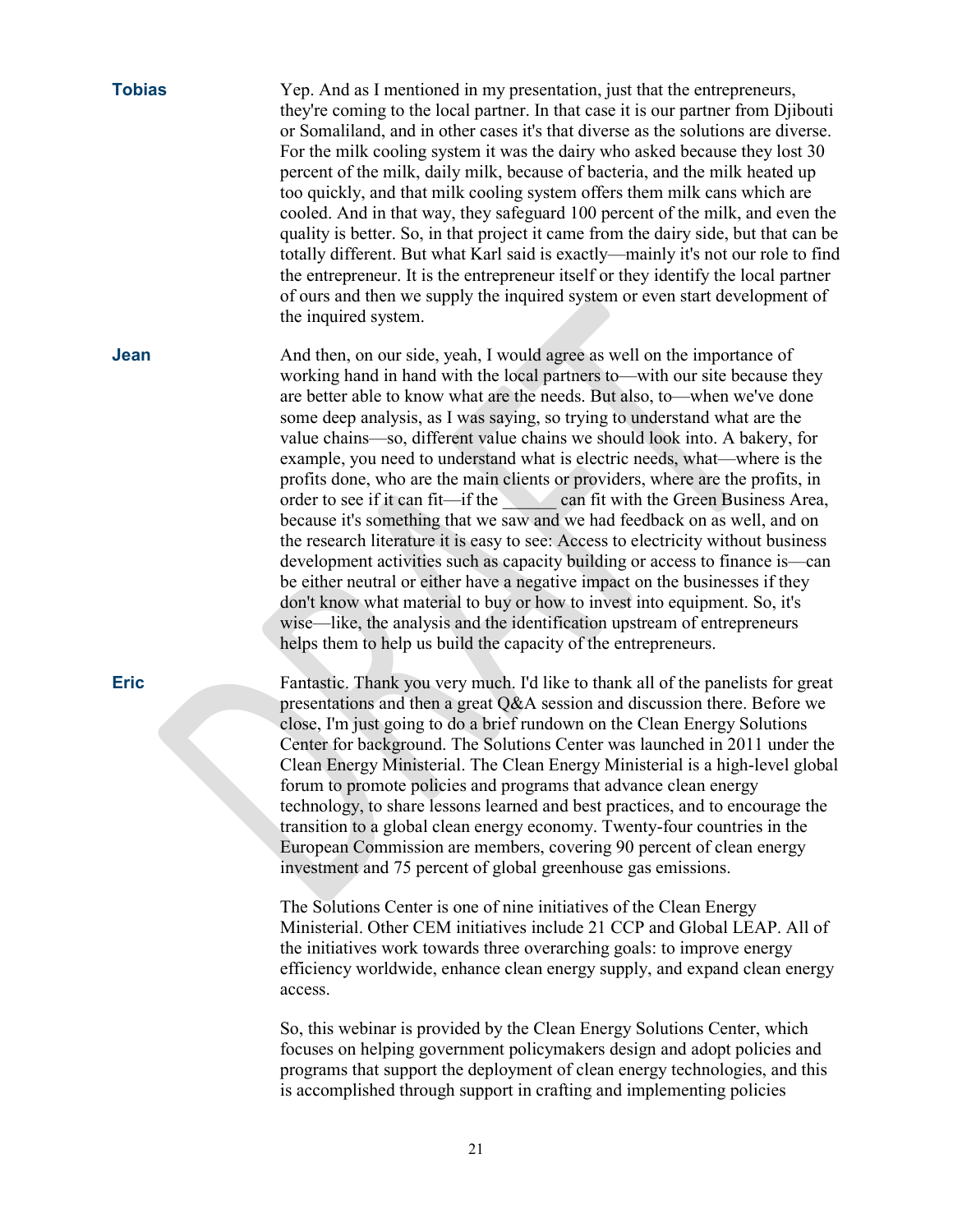**Tobias** Yep. And as I mentioned in my presentation, just that the entrepreneurs, they're coming to the local partner. In that case it is our partner from Djibouti or Somaliland, and in other cases it's that diverse as the solutions are diverse. For the milk cooling system it was the dairy who asked because they lost 30 percent of the milk, daily milk, because of bacteria, and the milk heated up too quickly, and that milk cooling system offers them milk cans which are cooled. And in that way, they safeguard 100 percent of the milk, and even the quality is better. So, in that project it came from the dairy side, but that can be totally different. But what Karl said is exactly—mainly it's not our role to find the entrepreneur. It is the entrepreneur itself or they identify the local partner of ours and then we supply the inquired system or even start development of the inquired system.

**Jean** And then, on our side, yeah, I would agree as well on the importance of working hand in hand with the local partners to—with our site because they are better able to know what are the needs. But also, to—when we've done some deep analysis, as I was saying, so trying to understand what are the value chains—so, different value chains we should look into. A bakery, for example, you need to understand what is electric needs, what—where is the profits done, who are the main clients or providers, where are the profits, in order to see if it can fit—if the ______ can fit with the Green Business Area, because it's something that we saw and we had feedback on as well, and on the research literature it is easy to see: Access to electricity without business development activities such as capacity building or access to finance is—can be either neutral or either have a negative impact on the businesses if they don't know what material to buy or how to invest into equipment. So, it's wise—like, the analysis and the identification upstream of entrepreneurs helps them to help us build the capacity of the entrepreneurs.

**Eric** Fantastic. Thank you very much. I'd like to thank all of the panelists for great presentations and then a great Q&A session and discussion there. Before we close, I'm just going to do a brief rundown on the Clean Energy Solutions Center for background. The Solutions Center was launched in 2011 under the Clean Energy Ministerial. The Clean Energy Ministerial is a high-level global forum to promote policies and programs that advance clean energy technology, to share lessons learned and best practices, and to encourage the transition to a global clean energy economy. Twenty-four countries in the European Commission are members, covering 90 percent of clean energy investment and 75 percent of global greenhouse gas emissions.

The Solutions Center is one of nine initiatives of the Clean Energy Ministerial. Other CEM initiatives include 21 CCP and Global LEAP. All of the initiatives work towards three overarching goals: to improve energy efficiency worldwide, enhance clean energy supply, and expand clean energy access.

So, this webinar is provided by the Clean Energy Solutions Center, which focuses on helping government policymakers design and adopt policies and programs that support the deployment of clean energy technologies, and this is accomplished through support in crafting and implementing policies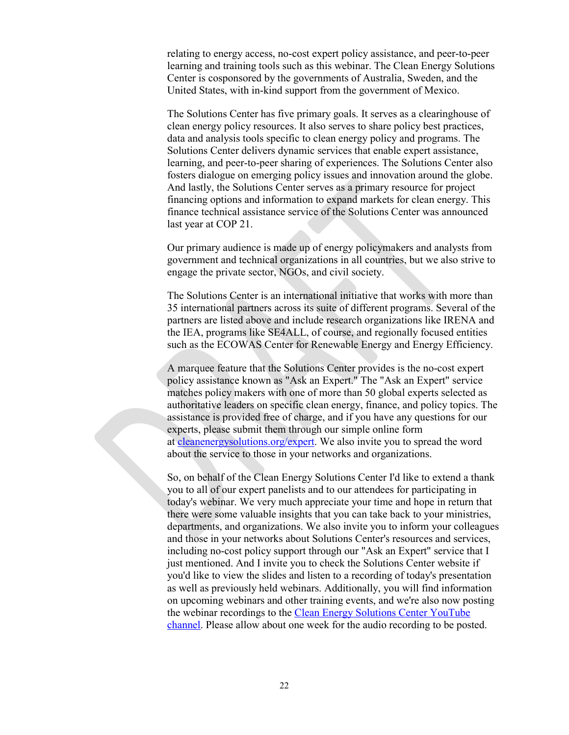relating to energy access, no-cost expert policy assistance, and peer-to-peer learning and training tools such as this webinar. The Clean Energy Solutions Center is cosponsored by the governments of Australia, Sweden, and the United States, with in-kind support from the government of Mexico.

The Solutions Center has five primary goals. It serves as a clearinghouse of clean energy policy resources. It also serves to share policy best practices, data and analysis tools specific to clean energy policy and programs. The Solutions Center delivers dynamic services that enable expert assistance, learning, and peer-to-peer sharing of experiences. The Solutions Center also fosters dialogue on emerging policy issues and innovation around the globe. And lastly, the Solutions Center serves as a primary resource for project financing options and information to expand markets for clean energy. This finance technical assistance service of the Solutions Center was announced last year at COP 21.

Our primary audience is made up of energy policymakers and analysts from government and technical organizations in all countries, but we also strive to engage the private sector, NGOs, and civil society.

The Solutions Center is an international initiative that works with more than 35 international partners across its suite of different programs. Several of the partners are listed above and include research organizations like IRENA and the IEA, programs like SE4ALL, of course, and regionally focused entities such as the ECOWAS Center for Renewable Energy and Energy Efficiency.

A marquee feature that the Solutions Center provides is the no-cost expert policy assistance known as "Ask an Expert." The "Ask an Expert" service matches policy makers with one of more than 50 global experts selected as authoritative leaders on specific clean energy, finance, and policy topics. The assistance is provided free of charge, and if you have any questions for our experts, please submit them through our simple online form at [cleanenergysolutions.org/expert](cleanenergysolutions.org/expert). We also invite you to spread the word about the service to those in your networks and organizations.

So, on behalf of the Clean Energy Solutions Center I'd like to extend a thank you to all of our expert panelists and to our attendees for participating in today's webinar. We very much appreciate your time and hope in return that there were some valuable insights that you can take back to your ministries, departments, and organizations. We also invite you to inform your colleagues and those in your networks about Solutions Center's resources and services, including no-cost policy support through our "Ask an Expert" service that I just mentioned. And I invite you to check the Solutions Center website if you'd like to view the slides and listen to a recording of today's presentation as well as previously held webinars. Additionally, you will find information on upcoming webinars and other training events, and we're also now posting the webinar recordings to the Clean Energy Solutions Center YouTube channel. Please allow about one week for the audio recording to be posted.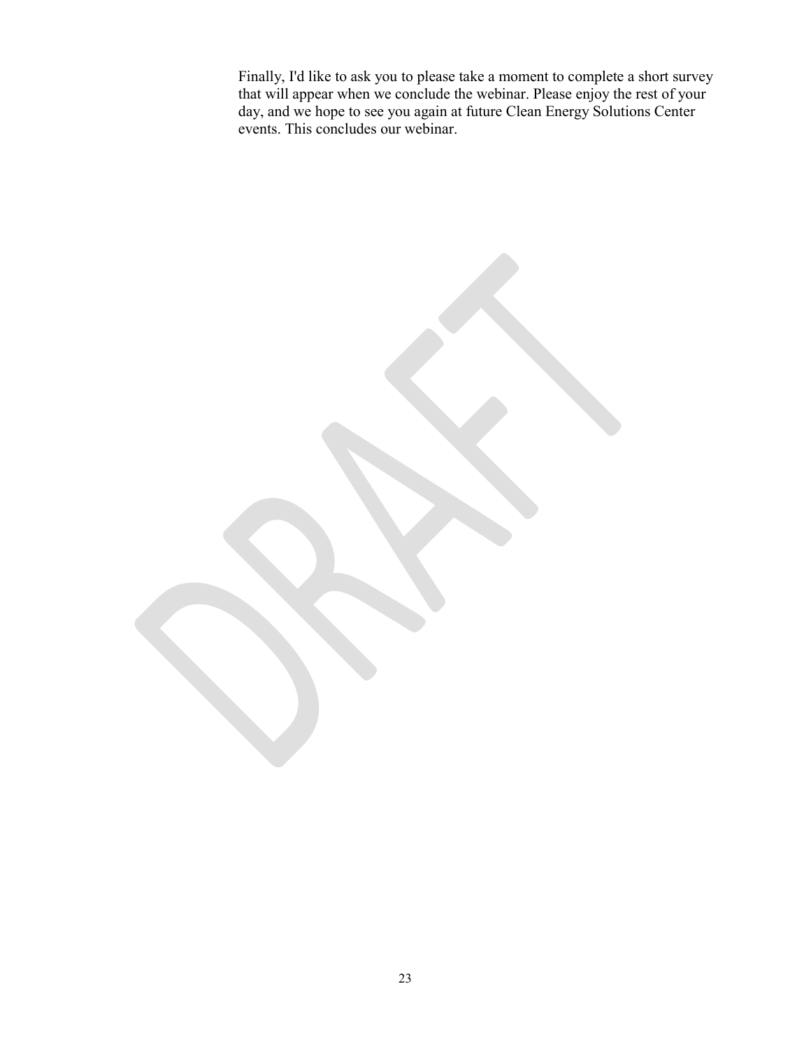Finally, I'd like to ask you to please take a moment to complete a short survey that will appear when we conclude the webinar. Please enjoy the rest of your day, and we hope to see you again at future Clean Energy Solutions Center events. This concludes our webinar.